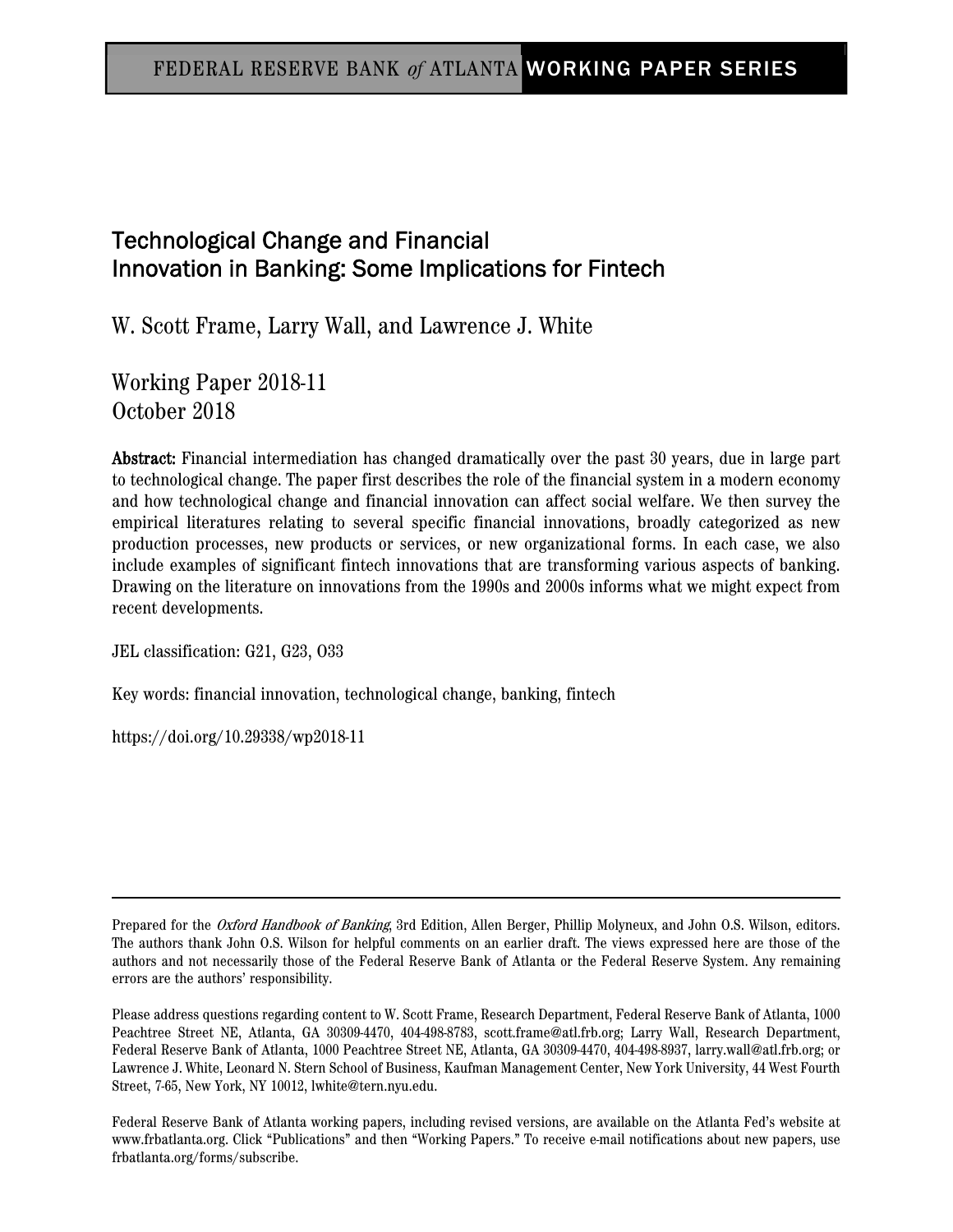FEDERAL RESERVE BANK *of* ATLANTA WORKING PAPER SERIES

# Technological Change and Financial Innovation in Banking: Some Implications for Fintech

W. Scott Frame, Larry Wall, and Lawrence J. White

Working Paper 2018-11
October 2018

**Abstract:** Financial intermediation has changed dramatically over the past 30 years, due in large part to technological change. The paper first describes the role of the financial system in a modern economy and how technological change and financial innovation can affect social welfare. We then survey the empirical literatures relating to several specific financial innovations, broadly categorized as new production processes, new products or services, or new organizational forms. In each case, we also include examples of significant fintech innovations that are transforming various aspects of banking. Drawing on the literature on innovations from the 1990s and 2000s informs what we might expect from recent developments.

JEL classification: G21, G23, O33

Key words: financial innovation, technological change, banking, fintech

https://doi.org/10.29338/wp2018-11

---

Prepared for the *Oxford Handbook of Banking*, 3rd Edition, Allen Berger, Phillip Molyneux, and John O.S. Wilson, editors. The authors thank John O.S. Wilson for helpful comments on an earlier draft. The views expressed here are those of the authors and not necessarily those of the Federal Reserve Bank of Atlanta or the Federal Reserve System. Any remaining errors are the authors' responsibility.

Please address questions regarding content to W. Scott Frame, Research Department, Federal Reserve Bank of Atlanta, 1000 Peachtree Street NE, Atlanta, GA 30309-4470, 404-498-8783, scott.frame@atl.frb.org; Larry Wall, Research Department, Federal Reserve Bank of Atlanta, 1000 Peachtree Street NE, Atlanta, GA 30309-4470, 404-498-8937, larry.wall@atl.frb.org; or Lawrence J. White, Leonard N. Stern School of Business, Kaufman Management Center, New York University, 44 West Fourth Street, 7-65, New York, NY 10012, lwhite@tern.nyu.edu.

Federal Reserve Bank of Atlanta working papers, including revised versions, are available on the Atlanta Fed's website at www.frbatlanta.org. Click "Publications" and then "Working Papers." To receive e-mail notifications about new papers, use frbatlanta.org/forms/subscribe.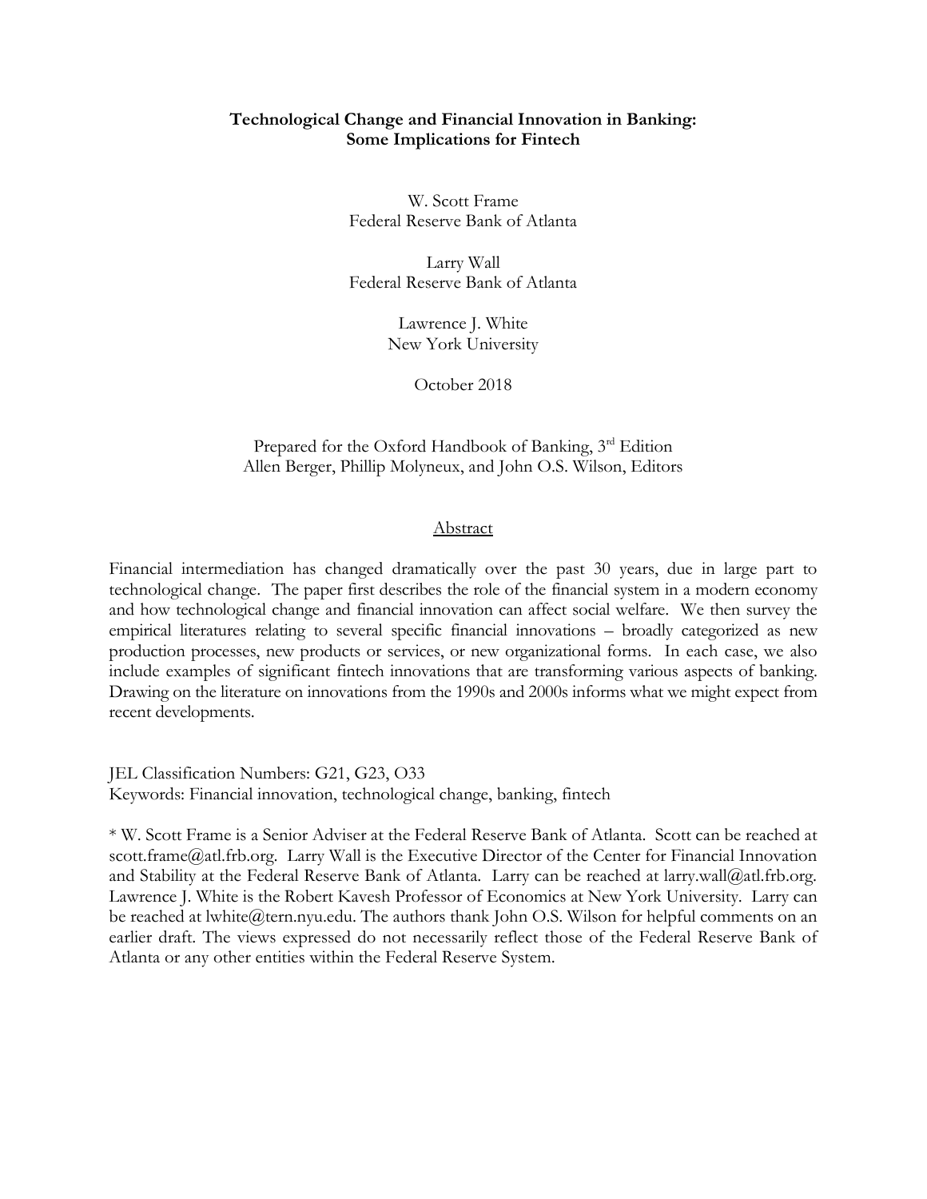**Technological Change and Financial Innovation in Banking: Some Implications for Fintech**

W. Scott Frame
Federal Reserve Bank of Atlanta

Larry Wall
Federal Reserve Bank of Atlanta

Lawrence J. White
New York University

October 2018

Prepared for the Oxford Handbook of Banking, 3rd Edition
Allen Berger, Phillip Molyneux, and John O.S. Wilson, Editors

## Abstract

Financial intermediation has changed dramatically over the past 30 years, due in large part to technological change. The paper first describes the role of the financial system in a modern economy and how technological change and financial innovation can affect social welfare. We then survey the empirical literatures relating to several specific financial innovations – broadly categorized as new production processes, new products or services, or new organizational forms. In each case, we also include examples of significant fintech innovations that are transforming various aspects of banking. Drawing on the literature on innovations from the 1990s and 2000s informs what we might expect from recent developments.

JEL Classification Numbers: G21, G23, O33
Keywords: Financial innovation, technological change, banking, fintech

* W. Scott Frame is a Senior Adviser at the Federal Reserve Bank of Atlanta. Scott can be reached at scott.frame@atl.frb.org. Larry Wall is the Executive Director of the Center for Financial Innovation and Stability at the Federal Reserve Bank of Atlanta. Larry can be reached at larry.wall@atl.frb.org. Lawrence J. White is the Robert Kavesh Professor of Economics at New York University. Larry can be reached at lwhite@tern.nyu.edu. The authors thank John O.S. Wilson for helpful comments on an earlier draft. The views expressed do not necessarily reflect those of the Federal Reserve Bank of Atlanta or any other entities within the Federal Reserve System.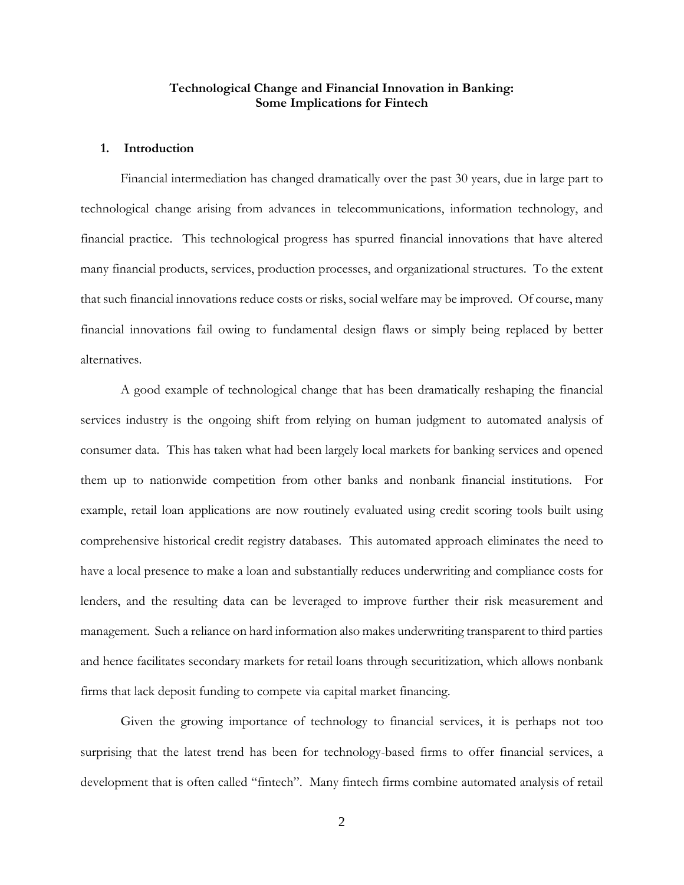**Technological Change and Financial Innovation in Banking:**
**Some Implications for Fintech**

## 1. Introduction

Financial intermediation has changed dramatically over the past 30 years, due in large part to technological change arising from advances in telecommunications, information technology, and financial practice. This technological progress has spurred financial innovations that have altered many financial products, services, production processes, and organizational structures. To the extent that such financial innovations reduce costs or risks, social welfare may be improved. Of course, many financial innovations fail owing to fundamental design flaws or simply being replaced by better alternatives.

A good example of technological change that has been dramatically reshaping the financial services industry is the ongoing shift from relying on human judgment to automated analysis of consumer data. This has taken what had been largely local markets for banking services and opened them up to nationwide competition from other banks and nonbank financial institutions. For example, retail loan applications are now routinely evaluated using credit scoring tools built using comprehensive historical credit registry databases. This automated approach eliminates the need to have a local presence to make a loan and substantially reduces underwriting and compliance costs for lenders, and the resulting data can be leveraged to improve further their risk measurement and management. Such a reliance on hard information also makes underwriting transparent to third parties and hence facilitates secondary markets for retail loans through securitization, which allows nonbank firms that lack deposit funding to compete via capital market financing.

Given the growing importance of technology to financial services, it is perhaps not too surprising that the latest trend has been for technology-based firms to offer financial services, a development that is often called "fintech". Many fintech firms combine automated analysis of retail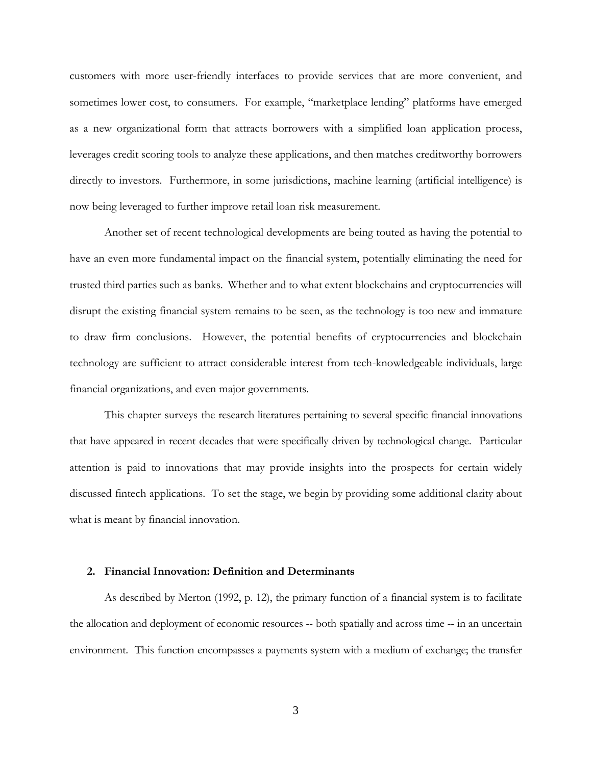customers with more user-friendly interfaces to provide services that are more convenient, and sometimes lower cost, to consumers. For example, "marketplace lending" platforms have emerged as a new organizational form that attracts borrowers with a simplified loan application process, leverages credit scoring tools to analyze these applications, and then matches creditworthy borrowers directly to investors. Furthermore, in some jurisdictions, machine learning (artificial intelligence) is now being leveraged to further improve retail loan risk measurement.

Another set of recent technological developments are being touted as having the potential to have an even more fundamental impact on the financial system, potentially eliminating the need for trusted third parties such as banks. Whether and to what extent blockchains and cryptocurrencies will disrupt the existing financial system remains to be seen, as the technology is too new and immature to draw firm conclusions. However, the potential benefits of cryptocurrencies and blockchain technology are sufficient to attract considerable interest from tech-knowledgeable individuals, large financial organizations, and even major governments.

This chapter surveys the research literatures pertaining to several specific financial innovations that have appeared in recent decades that were specifically driven by technological change. Particular attention is paid to innovations that may provide insights into the prospects for certain widely discussed fintech applications. To set the stage, we begin by providing some additional clarity about what is meant by financial innovation.

## 2. Financial Innovation: Definition and Determinants

As described by Merton (1992, p. 12), the primary function of a financial system is to facilitate the allocation and deployment of economic resources -- both spatially and across time -- in an uncertain environment. This function encompasses a payments system with a medium of exchange; the transfer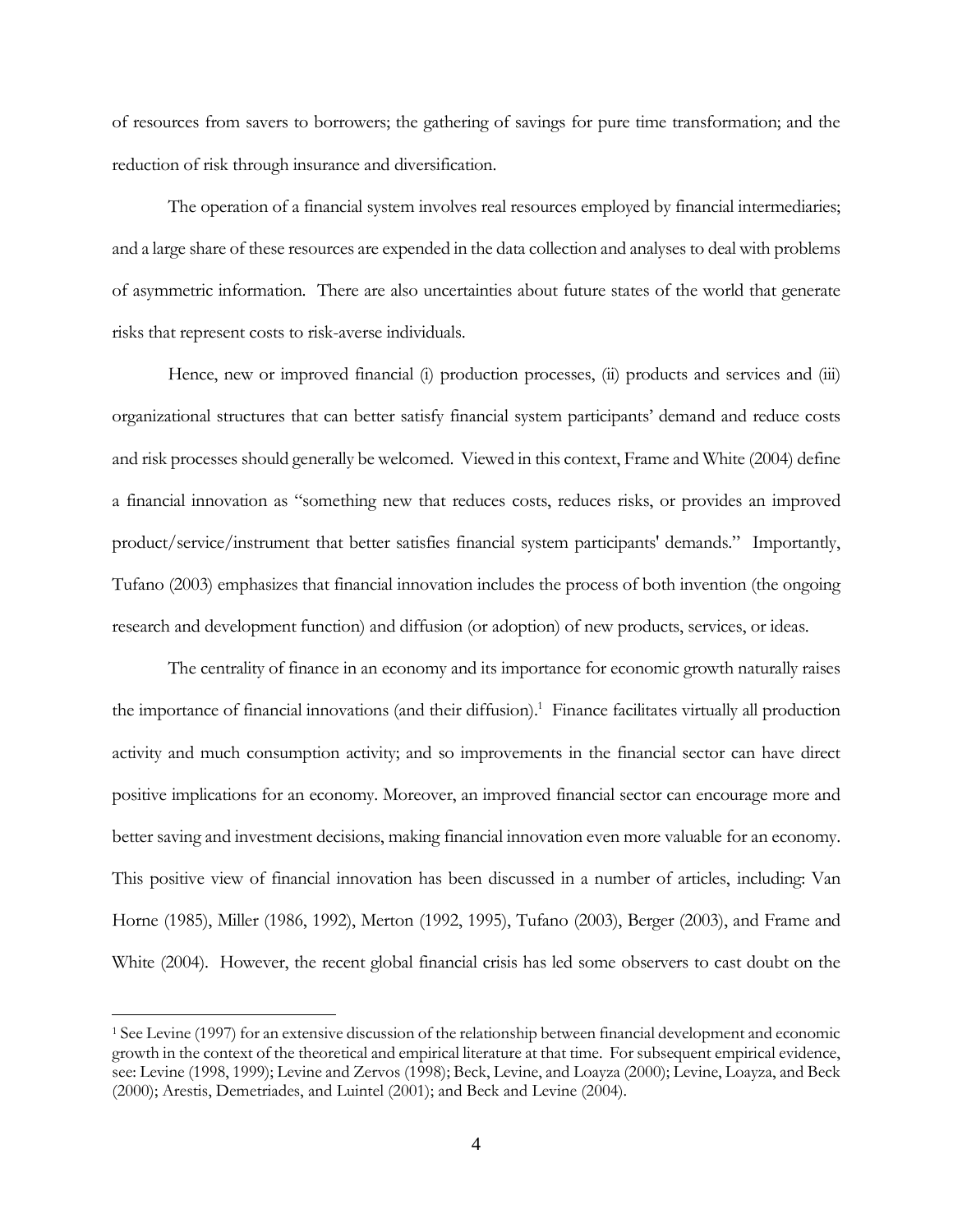of resources from savers to borrowers; the gathering of savings for pure time transformation; and the reduction of risk through insurance and diversification.

The operation of a financial system involves real resources employed by financial intermediaries; and a large share of these resources are expended in the data collection and analyses to deal with problems of asymmetric information. There are also uncertainties about future states of the world that generate risks that represent costs to risk-averse individuals.

Hence, new or improved financial (i) production processes, (ii) products and services and (iii) organizational structures that can better satisfy financial system participants' demand and reduce costs and risk processes should generally be welcomed. Viewed in this context, Frame and White (2004) define a financial innovation as "something new that reduces costs, reduces risks, or provides an improved product/service/instrument that better satisfies financial system participants' demands." Importantly, Tufano (2003) emphasizes that financial innovation includes the process of both invention (the ongoing research and development function) and diffusion (or adoption) of new products, services, or ideas.

The centrality of finance in an economy and its importance for economic growth naturally raises the importance of financial innovations (and their diffusion).[1] Finance facilitates virtually all production activity and much consumption activity; and so improvements in the financial sector can have direct positive implications for an economy. Moreover, an improved financial sector can encourage more and better saving and investment decisions, making financial innovation even more valuable for an economy. This positive view of financial innovation has been discussed in a number of articles, including: Van Horne (1985), Miller (1986, 1992), Merton (1992, 1995), Tufano (2003), Berger (2003), and Frame and White (2004). However, the recent global financial crisis has led some observers to cast doubt on the

[1] See Levine (1997) for an extensive discussion of the relationship between financial development and economic growth in the context of the theoretical and empirical literature at that time. For subsequent empirical evidence, see: Levine (1998, 1999); Levine and Zervos (1998); Beck, Levine, and Loayza (2000); Levine, Loayza, and Beck (2000); Arestis, Demetriades, and Luintel (2001); and Beck and Levine (2004).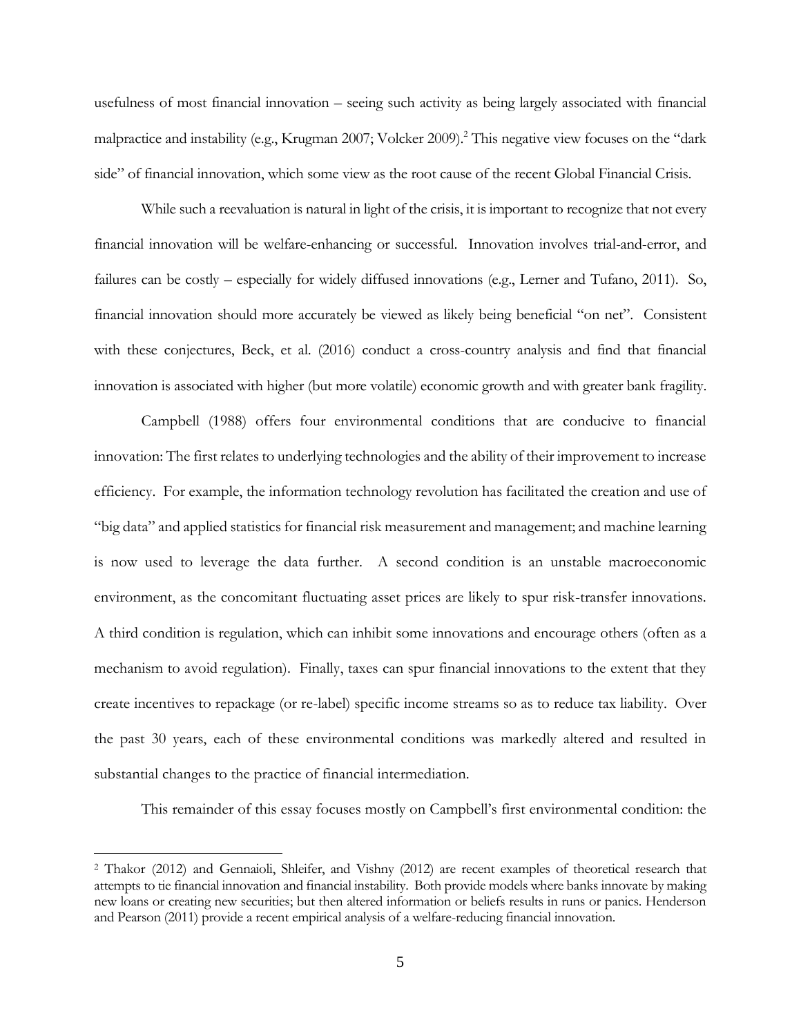usefulness of most financial innovation – seeing such activity as being largely associated with financial malpractice and instability (e.g., Krugman 2007; Volcker 2009).[2] This negative view focuses on the "dark side" of financial innovation, which some view as the root cause of the recent Global Financial Crisis.

While such a reevaluation is natural in light of the crisis, it is important to recognize that not every financial innovation will be welfare-enhancing or successful. Innovation involves trial-and-error, and failures can be costly – especially for widely diffused innovations (e.g., Lerner and Tufano, 2011). So, financial innovation should more accurately be viewed as likely being beneficial "on net". Consistent with these conjectures, Beck, et al. (2016) conduct a cross-country analysis and find that financial innovation is associated with higher (but more volatile) economic growth and with greater bank fragility.

Campbell (1988) offers four environmental conditions that are conducive to financial innovation: The first relates to underlying technologies and the ability of their improvement to increase efficiency. For example, the information technology revolution has facilitated the creation and use of "big data" and applied statistics for financial risk measurement and management; and machine learning is now used to leverage the data further. A second condition is an unstable macroeconomic environment, as the concomitant fluctuating asset prices are likely to spur risk-transfer innovations. A third condition is regulation, which can inhibit some innovations and encourage others (often as a mechanism to avoid regulation). Finally, taxes can spur financial innovations to the extent that they create incentives to repackage (or re-label) specific income streams so as to reduce tax liability. Over the past 30 years, each of these environmental conditions was markedly altered and resulted in substantial changes to the practice of financial intermediation.

This remainder of this essay focuses mostly on Campbell's first environmental condition: the

[2] Thakor (2012) and Gennaioli, Shleifer, and Vishny (2012) are recent examples of theoretical research that attempts to tie financial innovation and financial instability. Both provide models where banks innovate by making new loans or creating new securities; but then altered information or beliefs results in runs or panics. Henderson and Pearson (2011) provide a recent empirical analysis of a welfare-reducing financial innovation.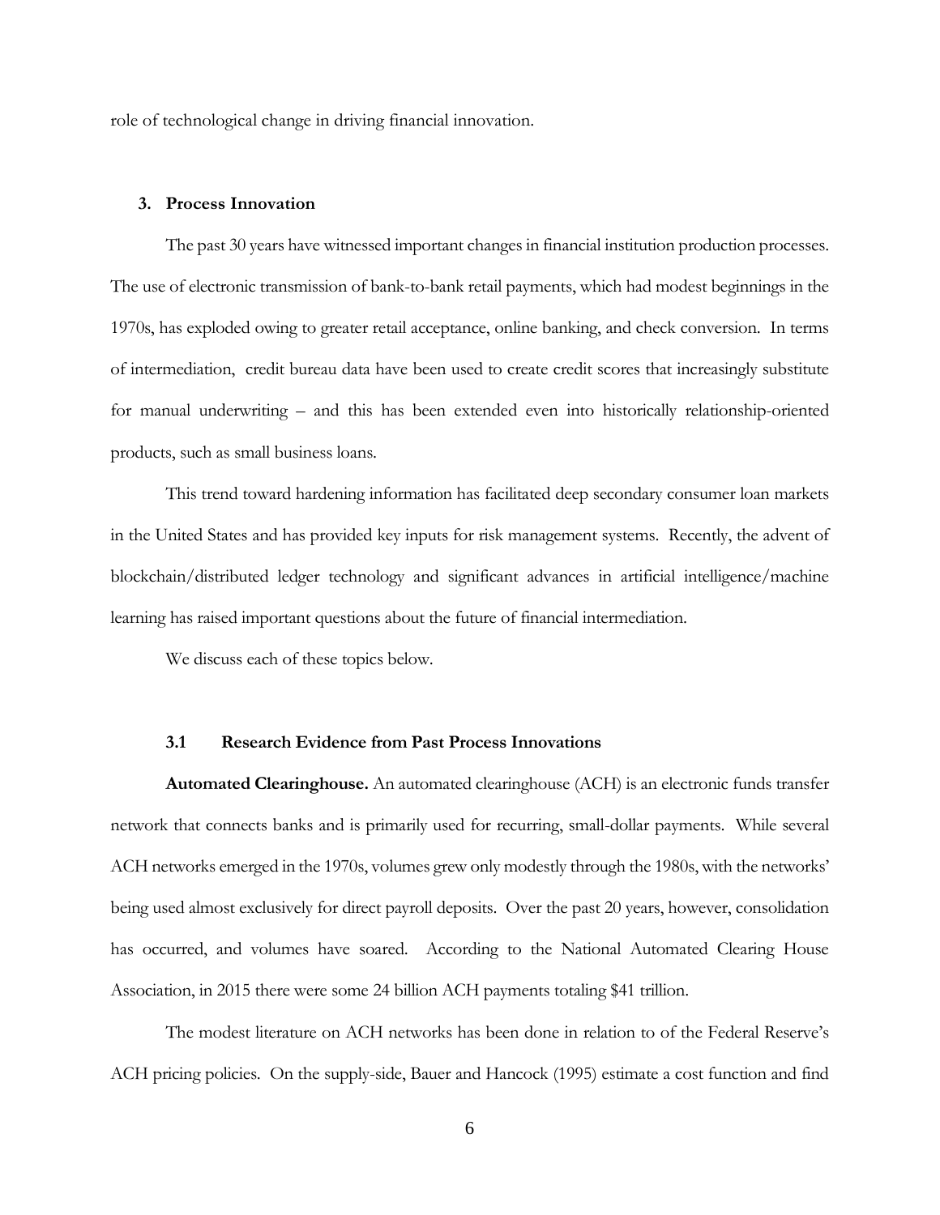role of technological change in driving financial innovation.

## 3. Process Innovation

The past 30 years have witnessed important changes in financial institution production processes. The use of electronic transmission of bank-to-bank retail payments, which had modest beginnings in the 1970s, has exploded owing to greater retail acceptance, online banking, and check conversion. In terms of intermediation, credit bureau data have been used to create credit scores that increasingly substitute for manual underwriting – and this has been extended even into historically relationship-oriented products, such as small business loans.

This trend toward hardening information has facilitated deep secondary consumer loan markets in the United States and has provided key inputs for risk management systems. Recently, the advent of blockchain/distributed ledger technology and significant advances in artificial intelligence/machine learning has raised important questions about the future of financial intermediation.

We discuss each of these topics below.

### 3.1 Research Evidence from Past Process Innovations

**Automated Clearinghouse.** An automated clearinghouse (ACH) is an electronic funds transfer network that connects banks and is primarily used for recurring, small-dollar payments. While several ACH networks emerged in the 1970s, volumes grew only modestly through the 1980s, with the networks' being used almost exclusively for direct payroll deposits. Over the past 20 years, however, consolidation has occurred, and volumes have soared. According to the National Automated Clearing House Association, in 2015 there were some 24 billion ACH payments totaling $41 trillion.

The modest literature on ACH networks has been done in relation to of the Federal Reserve's ACH pricing policies. On the supply-side, Bauer and Hancock (1995) estimate a cost function and find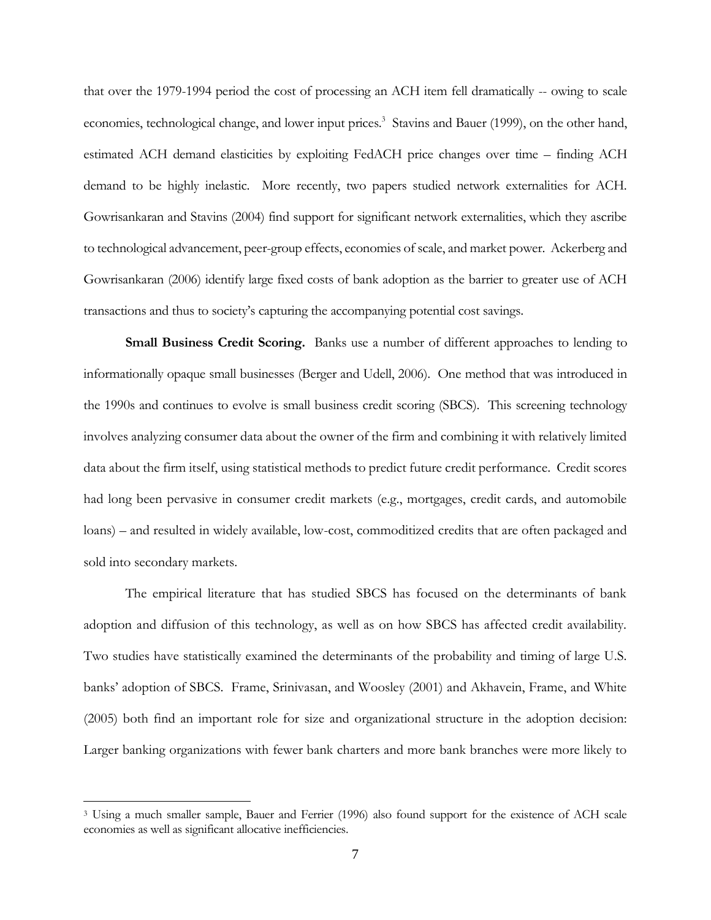that over the 1979-1994 period the cost of processing an ACH item fell dramatically -- owing to scale economies, technological change, and lower input prices.[3] Stavins and Bauer (1999), on the other hand, estimated ACH demand elasticities by exploiting FedACH price changes over time – finding ACH demand to be highly inelastic. More recently, two papers studied network externalities for ACH. Gowrisankaran and Stavins (2004) find support for significant network externalities, which they ascribe to technological advancement, peer-group effects, economies of scale, and market power. Ackerberg and Gowrisankaran (2006) identify large fixed costs of bank adoption as the barrier to greater use of ACH transactions and thus to society's capturing the accompanying potential cost savings.

**Small Business Credit Scoring.** Banks use a number of different approaches to lending to informationally opaque small businesses (Berger and Udell, 2006). One method that was introduced in the 1990s and continues to evolve is small business credit scoring (SBCS). This screening technology involves analyzing consumer data about the owner of the firm and combining it with relatively limited data about the firm itself, using statistical methods to predict future credit performance. Credit scores had long been pervasive in consumer credit markets (e.g., mortgages, credit cards, and automobile loans) – and resulted in widely available, low-cost, commoditized credits that are often packaged and sold into secondary markets.

The empirical literature that has studied SBCS has focused on the determinants of bank adoption and diffusion of this technology, as well as on how SBCS has affected credit availability. Two studies have statistically examined the determinants of the probability and timing of large U.S. banks' adoption of SBCS. Frame, Srinivasan, and Woosley (2001) and Akhavein, Frame, and White (2005) both find an important role for size and organizational structure in the adoption decision: Larger banking organizations with fewer bank charters and more bank branches were more likely to

[3] Using a much smaller sample, Bauer and Ferrier (1996) also found support for the existence of ACH scale economies as well as significant allocative inefficiencies.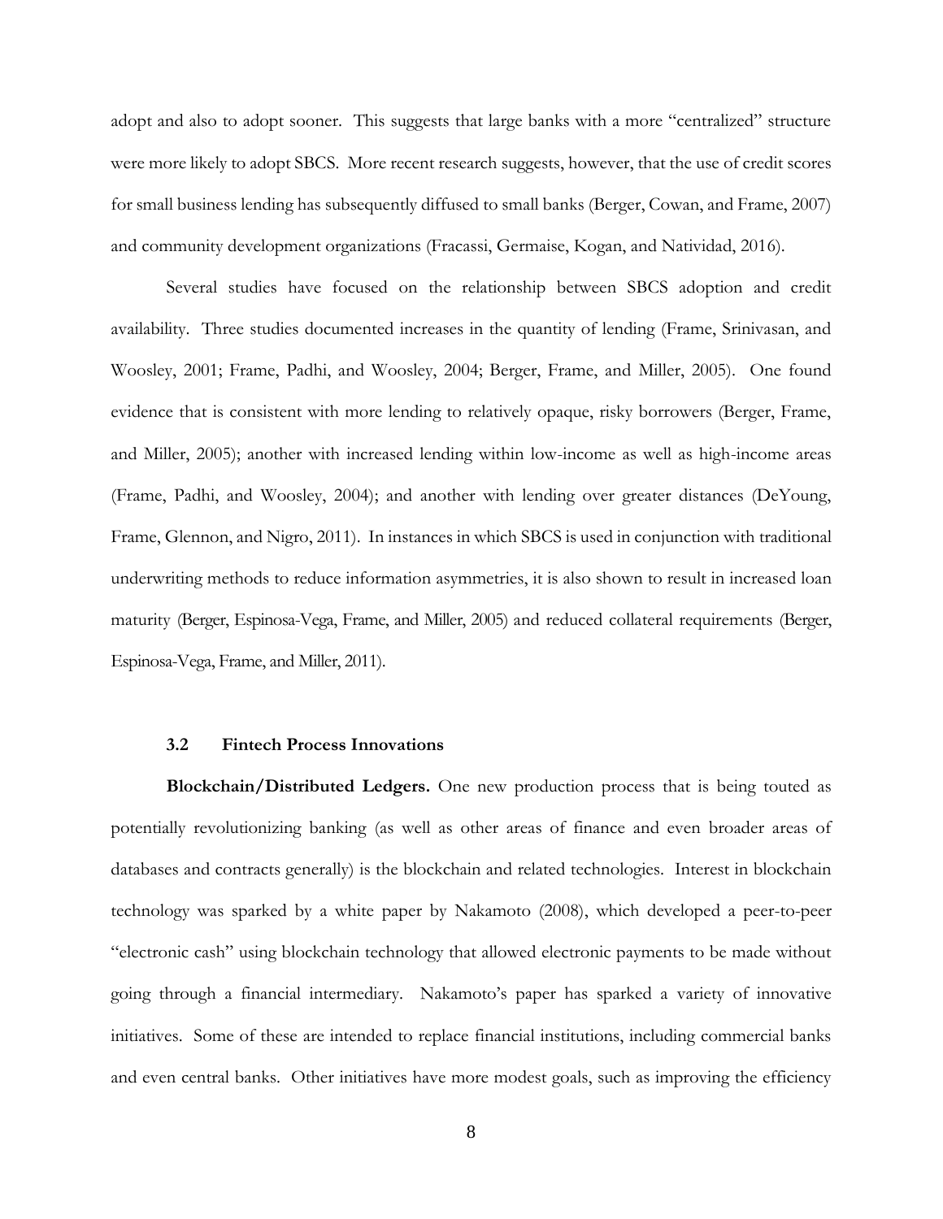adopt and also to adopt sooner. This suggests that large banks with a more "centralized" structure were more likely to adopt SBCS. More recent research suggests, however, that the use of credit scores for small business lending has subsequently diffused to small banks (Berger, Cowan, and Frame, 2007) and community development organizations (Fracassi, Germaise, Kogan, and Natividad, 2016).

Several studies have focused on the relationship between SBCS adoption and credit availability. Three studies documented increases in the quantity of lending (Frame, Srinivasan, and Woosley, 2001; Frame, Padhi, and Woosley, 2004; Berger, Frame, and Miller, 2005). One found evidence that is consistent with more lending to relatively opaque, risky borrowers (Berger, Frame, and Miller, 2005); another with increased lending within low-income as well as high-income areas (Frame, Padhi, and Woosley, 2004); and another with lending over greater distances (DeYoung, Frame, Glennon, and Nigro, 2011). In instances in which SBCS is used in conjunction with traditional underwriting methods to reduce information asymmetries, it is also shown to result in increased loan maturity (Berger, Espinosa-Vega, Frame, and Miller, 2005) and reduced collateral requirements (Berger, Espinosa-Vega, Frame, and Miller, 2011).

### 3.2 Fintech Process Innovations

**Blockchain/Distributed Ledgers.** One new production process that is being touted as potentially revolutionizing banking (as well as other areas of finance and even broader areas of databases and contracts generally) is the blockchain and related technologies. Interest in blockchain technology was sparked by a white paper by Nakamoto (2008), which developed a peer-to-peer "electronic cash" using blockchain technology that allowed electronic payments to be made without going through a financial intermediary. Nakamoto's paper has sparked a variety of innovative initiatives. Some of these are intended to replace financial institutions, including commercial banks and even central banks. Other initiatives have more modest goals, such as improving the efficiency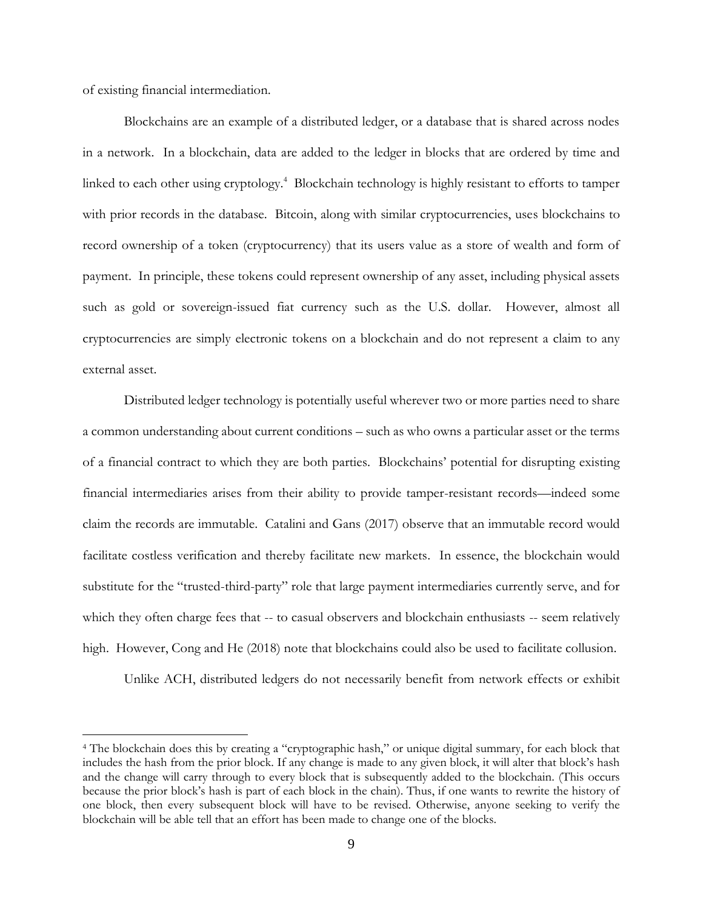of existing financial intermediation.

Blockchains are an example of a distributed ledger, or a database that is shared across nodes in a network. In a blockchain, data are added to the ledger in blocks that are ordered by time and linked to each other using cryptology.[4] Blockchain technology is highly resistant to efforts to tamper with prior records in the database. Bitcoin, along with similar cryptocurrencies, uses blockchains to record ownership of a token (cryptocurrency) that its users value as a store of wealth and form of payment. In principle, these tokens could represent ownership of any asset, including physical assets such as gold or sovereign-issued fiat currency such as the U.S. dollar. However, almost all cryptocurrencies are simply electronic tokens on a blockchain and do not represent a claim to any external asset.

Distributed ledger technology is potentially useful wherever two or more parties need to share a common understanding about current conditions – such as who owns a particular asset or the terms of a financial contract to which they are both parties. Blockchains' potential for disrupting existing financial intermediaries arises from their ability to provide tamper-resistant records—indeed some claim the records are immutable. Catalini and Gans (2017) observe that an immutable record would facilitate costless verification and thereby facilitate new markets. In essence, the blockchain would substitute for the "trusted-third-party" role that large payment intermediaries currently serve, and for which they often charge fees that -- to casual observers and blockchain enthusiasts -- seem relatively high. However, Cong and He (2018) note that blockchains could also be used to facilitate collusion.

Unlike ACH, distributed ledgers do not necessarily benefit from network effects or exhibit

---

[4] The blockchain does this by creating a "cryptographic hash," or unique digital summary, for each block that includes the hash from the prior block. If any change is made to any given block, it will alter that block's hash and the change will carry through to every block that is subsequently added to the blockchain. (This occurs because the prior block's hash is part of each block in the chain). Thus, if one wants to rewrite the history of one block, then every subsequent block will have to be revised. Otherwise, anyone seeking to verify the blockchain will be able tell that an effort has been made to change one of the blocks.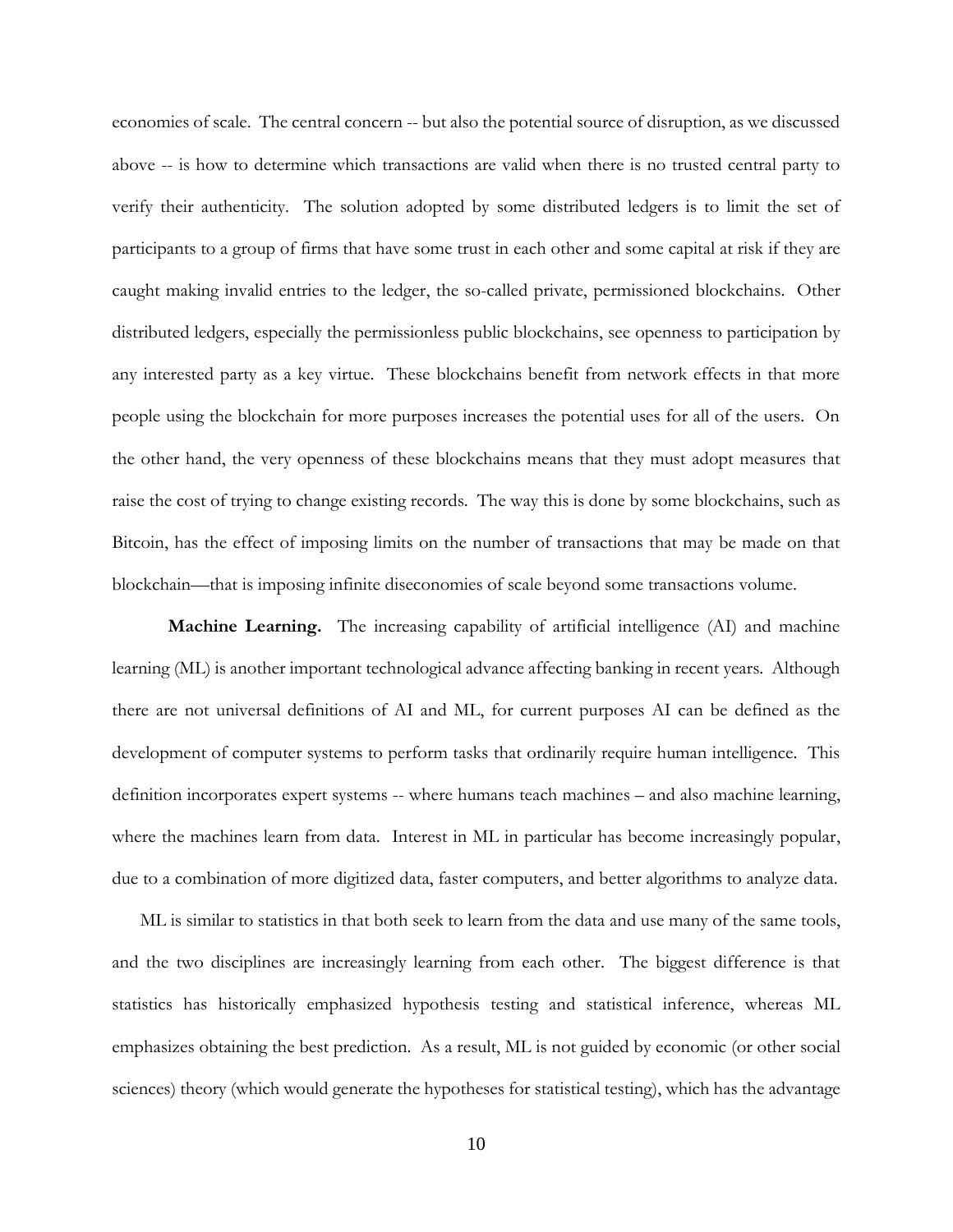economies of scale. The central concern -- but also the potential source of disruption, as we discussed above -- is how to determine which transactions are valid when there is no trusted central party to verify their authenticity. The solution adopted by some distributed ledgers is to limit the set of participants to a group of firms that have some trust in each other and some capital at risk if they are caught making invalid entries to the ledger, the so-called private, permissioned blockchains. Other distributed ledgers, especially the permissionless public blockchains, see openness to participation by any interested party as a key virtue. These blockchains benefit from network effects in that more people using the blockchain for more purposes increases the potential uses for all of the users. On the other hand, the very openness of these blockchains means that they must adopt measures that raise the cost of trying to change existing records. The way this is done by some blockchains, such as Bitcoin, has the effect of imposing limits on the number of transactions that may be made on that blockchain—that is imposing infinite diseconomies of scale beyond some transactions volume.

**Machine Learning.** The increasing capability of artificial intelligence (AI) and machine learning (ML) is another important technological advance affecting banking in recent years. Although there are not universal definitions of AI and ML, for current purposes AI can be defined as the development of computer systems to perform tasks that ordinarily require human intelligence. This definition incorporates expert systems -- where humans teach machines – and also machine learning, where the machines learn from data. Interest in ML in particular has become increasingly popular, due to a combination of more digitized data, faster computers, and better algorithms to analyze data.

ML is similar to statistics in that both seek to learn from the data and use many of the same tools, and the two disciplines are increasingly learning from each other. The biggest difference is that statistics has historically emphasized hypothesis testing and statistical inference, whereas ML emphasizes obtaining the best prediction. As a result, ML is not guided by economic (or other social sciences) theory (which would generate the hypotheses for statistical testing), which has the advantage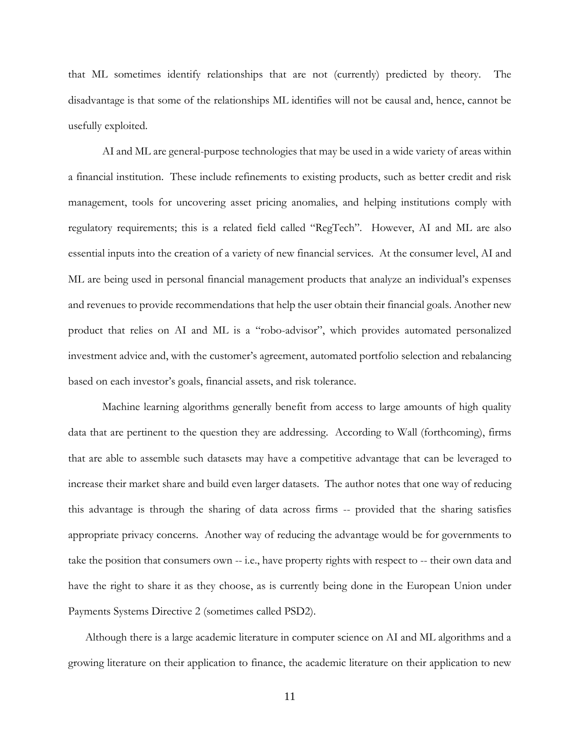that ML sometimes identify relationships that are not (currently) predicted by theory. The disadvantage is that some of the relationships ML identifies will not be causal and, hence, cannot be usefully exploited.

AI and ML are general-purpose technologies that may be used in a wide variety of areas within a financial institution. These include refinements to existing products, such as better credit and risk management, tools for uncovering asset pricing anomalies, and helping institutions comply with regulatory requirements; this is a related field called "RegTech". However, AI and ML are also essential inputs into the creation of a variety of new financial services. At the consumer level, AI and ML are being used in personal financial management products that analyze an individual's expenses and revenues to provide recommendations that help the user obtain their financial goals. Another new product that relies on AI and ML is a "robo-advisor", which provides automated personalized investment advice and, with the customer's agreement, automated portfolio selection and rebalancing based on each investor's goals, financial assets, and risk tolerance.

Machine learning algorithms generally benefit from access to large amounts of high quality data that are pertinent to the question they are addressing. According to Wall (forthcoming), firms that are able to assemble such datasets may have a competitive advantage that can be leveraged to increase their market share and build even larger datasets. The author notes that one way of reducing this advantage is through the sharing of data across firms -- provided that the sharing satisfies appropriate privacy concerns. Another way of reducing the advantage would be for governments to take the position that consumers own -- i.e., have property rights with respect to -- their own data and have the right to share it as they choose, as is currently being done in the European Union under Payments Systems Directive 2 (sometimes called PSD2).

Although there is a large academic literature in computer science on AI and ML algorithms and a growing literature on their application to finance, the academic literature on their application to new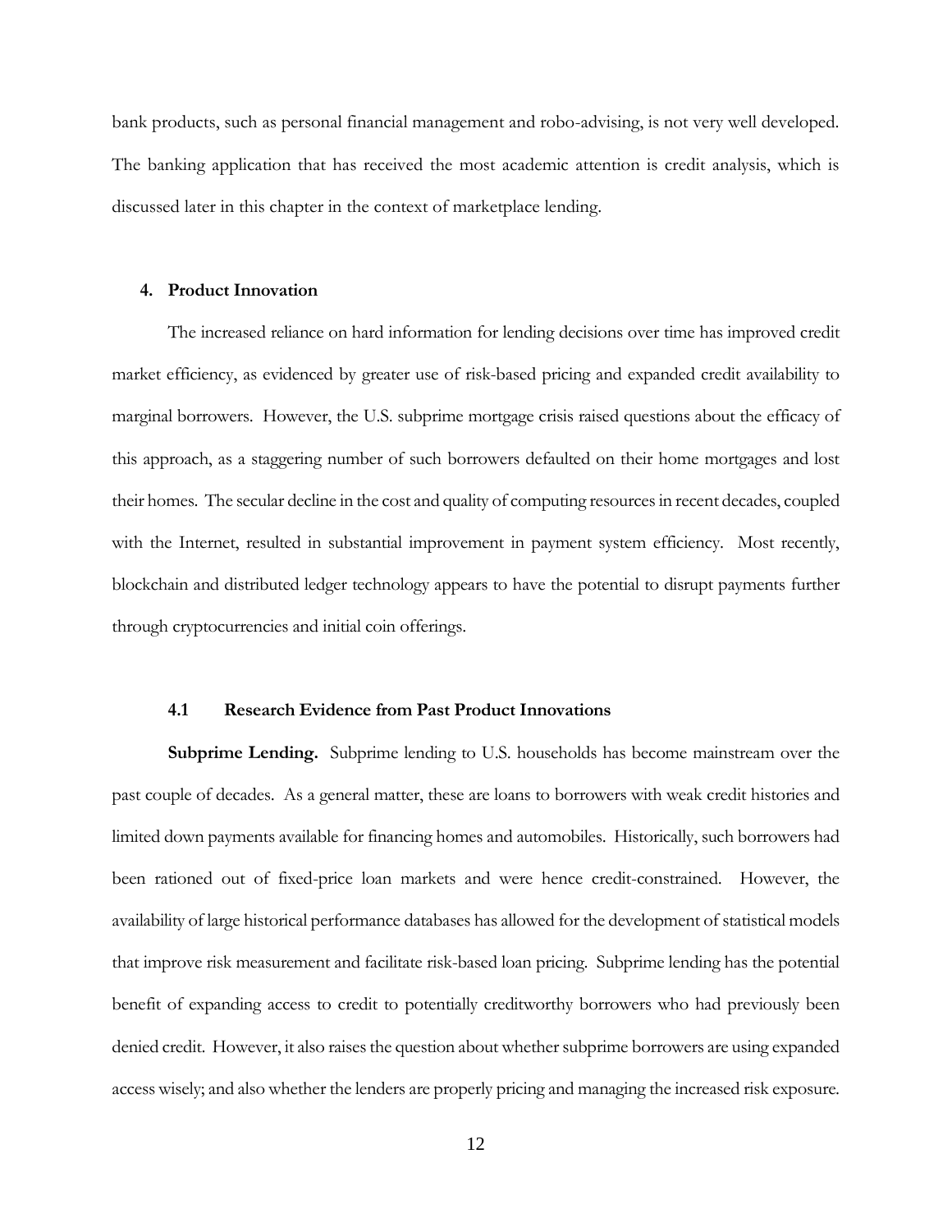bank products, such as personal financial management and robo-advising, is not very well developed. The banking application that has received the most academic attention is credit analysis, which is discussed later in this chapter in the context of marketplace lending.

## 4. Product Innovation

The increased reliance on hard information for lending decisions over time has improved credit market efficiency, as evidenced by greater use of risk-based pricing and expanded credit availability to marginal borrowers. However, the U.S. subprime mortgage crisis raised questions about the efficacy of this approach, as a staggering number of such borrowers defaulted on their home mortgages and lost their homes. The secular decline in the cost and quality of computing resources in recent decades, coupled with the Internet, resulted in substantial improvement in payment system efficiency. Most recently, blockchain and distributed ledger technology appears to have the potential to disrupt payments further through cryptocurrencies and initial coin offerings.

### 4.1 Research Evidence from Past Product Innovations

**Subprime Lending.** Subprime lending to U.S. households has become mainstream over the past couple of decades. As a general matter, these are loans to borrowers with weak credit histories and limited down payments available for financing homes and automobiles. Historically, such borrowers had been rationed out of fixed-price loan markets and were hence credit-constrained. However, the availability of large historical performance databases has allowed for the development of statistical models that improve risk measurement and facilitate risk-based loan pricing. Subprime lending has the potential benefit of expanding access to credit to potentially creditworthy borrowers who had previously been denied credit. However, it also raises the question about whether subprime borrowers are using expanded access wisely; and also whether the lenders are properly pricing and managing the increased risk exposure.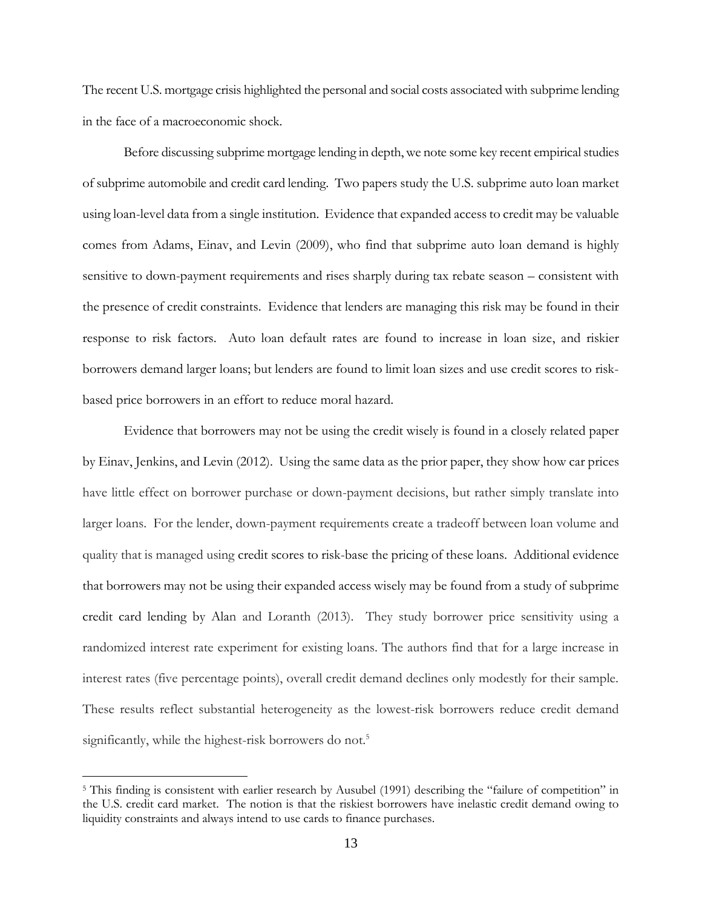The recent U.S. mortgage crisis highlighted the personal and social costs associated with subprime lending in the face of a macroeconomic shock.

Before discussing subprime mortgage lending in depth, we note some key recent empirical studies of subprime automobile and credit card lending. Two papers study the U.S. subprime auto loan market using loan-level data from a single institution. Evidence that expanded access to credit may be valuable comes from Adams, Einav, and Levin (2009), who find that subprime auto loan demand is highly sensitive to down-payment requirements and rises sharply during tax rebate season – consistent with the presence of credit constraints. Evidence that lenders are managing this risk may be found in their response to risk factors. Auto loan default rates are found to increase in loan size, and riskier borrowers demand larger loans; but lenders are found to limit loan sizes and use credit scores to risk-based price borrowers in an effort to reduce moral hazard.

Evidence that borrowers may not be using the credit wisely is found in a closely related paper by Einav, Jenkins, and Levin (2012). Using the same data as the prior paper, they show how car prices have little effect on borrower purchase or down-payment decisions, but rather simply translate into larger loans. For the lender, down-payment requirements create a tradeoff between loan volume and quality that is managed using credit scores to risk-base the pricing of these loans. Additional evidence that borrowers may not be using their expanded access wisely may be found from a study of subprime credit card lending by Alan and Loranth (2013). They study borrower price sensitivity using a randomized interest rate experiment for existing loans. The authors find that for a large increase in interest rates (five percentage points), overall credit demand declines only modestly for their sample. These results reflect substantial heterogeneity as the lowest-risk borrowers reduce credit demand significantly, while the highest-risk borrowers do not.[5]

[5] This finding is consistent with earlier research by Ausubel (1991) describing the "failure of competition" in the U.S. credit card market. The notion is that the riskiest borrowers have inelastic credit demand owing to liquidity constraints and always intend to use cards to finance purchases.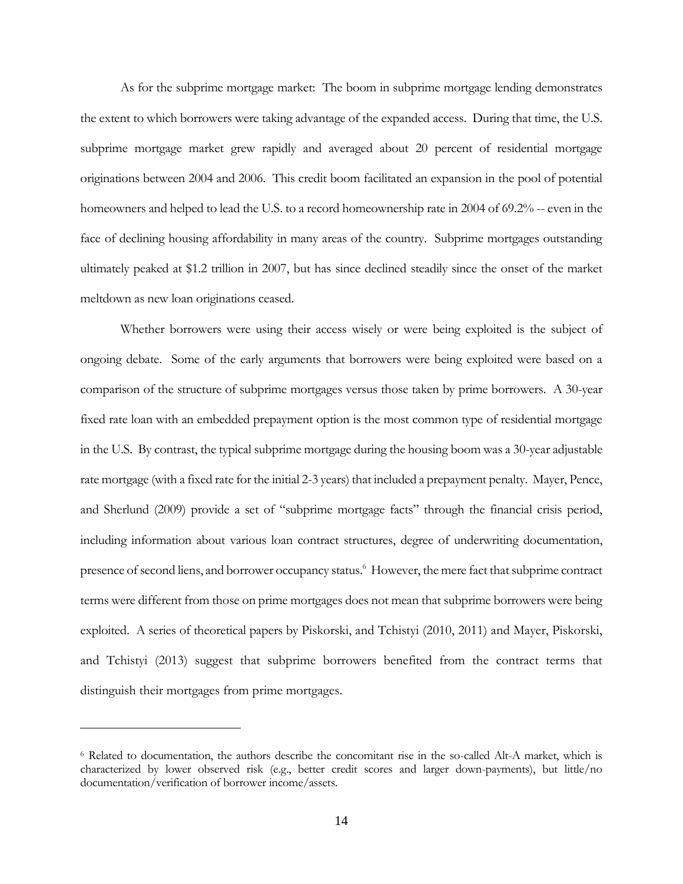As for the subprime mortgage market: The boom in subprime mortgage lending demonstrates the extent to which borrowers were taking advantage of the expanded access. During that time, the U.S. subprime mortgage market grew rapidly and averaged about 20 percent of residential mortgage originations between 2004 and 2006. This credit boom facilitated an expansion in the pool of potential homeowners and helped to lead the U.S. to a record homeownership rate in 2004 of 69.2% -- even in the face of declining housing affordability in many areas of the country. Subprime mortgages outstanding ultimately peaked at $1.2 trillion in 2007, but has since declined steadily since the onset of the market meltdown as new loan originations ceased.

Whether borrowers were using their access wisely or were being exploited is the subject of ongoing debate. Some of the early arguments that borrowers were being exploited were based on a comparison of the structure of subprime mortgages versus those taken by prime borrowers. A 30-year fixed rate loan with an embedded prepayment option is the most common type of residential mortgage in the U.S. By contrast, the typical subprime mortgage during the housing boom was a 30-year adjustable rate mortgage (with a fixed rate for the initial 2-3 years) that included a prepayment penalty. Mayer, Pence, and Sherlund (2009) provide a set of "subprime mortgage facts" through the financial crisis period, including information about various loan contract structures, degree of underwriting documentation, presence of second liens, and borrower occupancy status.[6] However, the mere fact that subprime contract terms were different from those on prime mortgages does not mean that subprime borrowers were being exploited. A series of theoretical papers by Piskorski, and Tchistyi (2010, 2011) and Mayer, Piskorski, and Tchistyi (2013) suggest that subprime borrowers benefited from the contract terms that distinguish their mortgages from prime mortgages.

---

[6] Related to documentation, the authors describe the concomitant rise in the so-called Alt-A market, which is characterized by lower observed risk (e.g., better credit scores and larger down-payments), but little/no documentation/verification of borrower income/assets.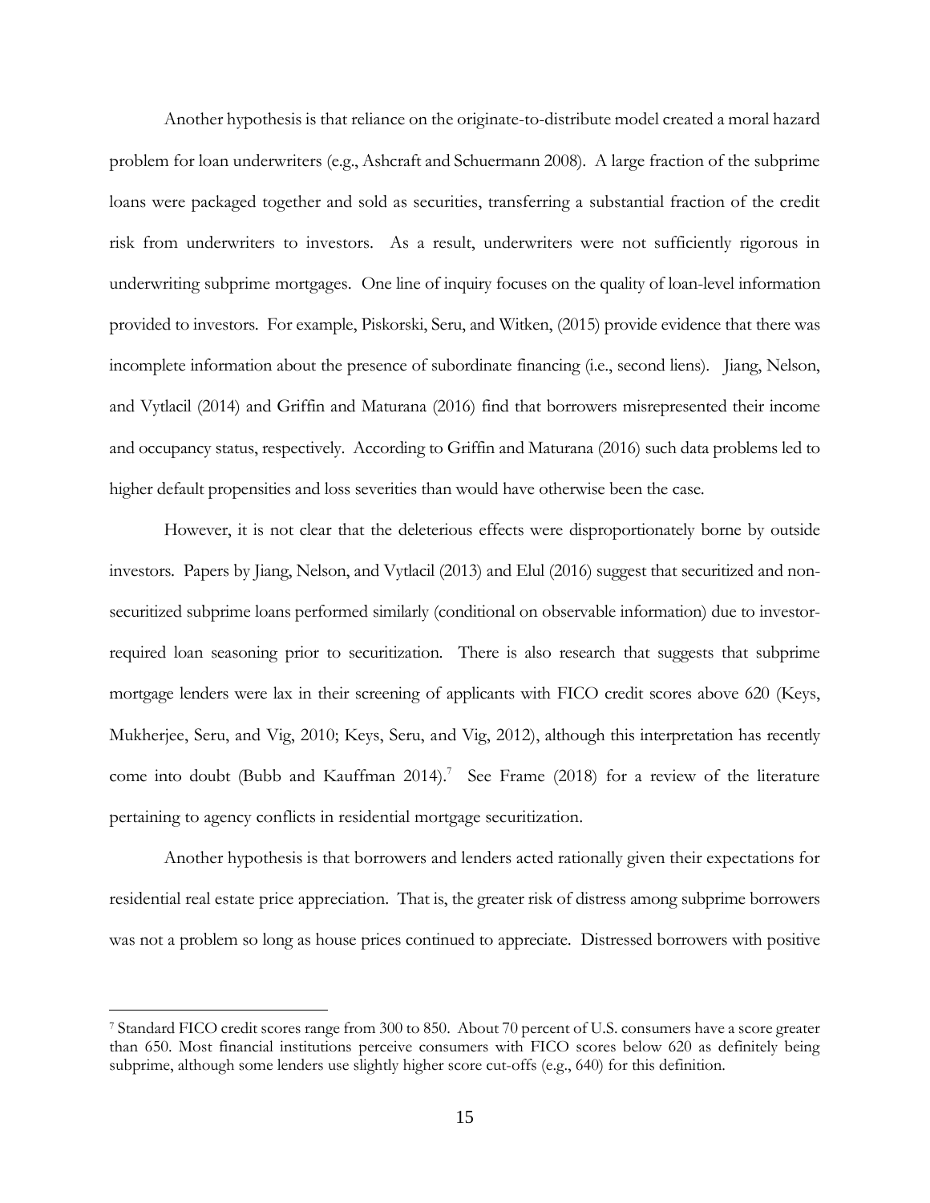Another hypothesis is that reliance on the originate-to-distribute model created a moral hazard problem for loan underwriters (e.g., Ashcraft and Schuermann 2008). A large fraction of the subprime loans were packaged together and sold as securities, transferring a substantial fraction of the credit risk from underwriters to investors. As a result, underwriters were not sufficiently rigorous in underwriting subprime mortgages. One line of inquiry focuses on the quality of loan-level information provided to investors. For example, Piskorski, Seru, and Witken, (2015) provide evidence that there was incomplete information about the presence of subordinate financing (i.e., second liens). Jiang, Nelson, and Vytlacil (2014) and Griffin and Maturana (2016) find that borrowers misrepresented their income and occupancy status, respectively. According to Griffin and Maturana (2016) such data problems led to higher default propensities and loss severities than would have otherwise been the case.

However, it is not clear that the deleterious effects were disproportionately borne by outside investors. Papers by Jiang, Nelson, and Vytlacil (2013) and Elul (2016) suggest that securitized and non-securitized subprime loans performed similarly (conditional on observable information) due to investor-required loan seasoning prior to securitization. There is also research that suggests that subprime mortgage lenders were lax in their screening of applicants with FICO credit scores above 620 (Keys, Mukherjee, Seru, and Vig, 2010; Keys, Seru, and Vig, 2012), although this interpretation has recently come into doubt (Bubb and Kauffman 2014).[7] See Frame (2018) for a review of the literature pertaining to agency conflicts in residential mortgage securitization.

Another hypothesis is that borrowers and lenders acted rationally given their expectations for residential real estate price appreciation. That is, the greater risk of distress among subprime borrowers was not a problem so long as house prices continued to appreciate. Distressed borrowers with positive

[7] Standard FICO credit scores range from 300 to 850. About 70 percent of U.S. consumers have a score greater than 650. Most financial institutions perceive consumers with FICO scores below 620 as definitely being subprime, although some lenders use slightly higher score cut-offs (e.g., 640) for this definition.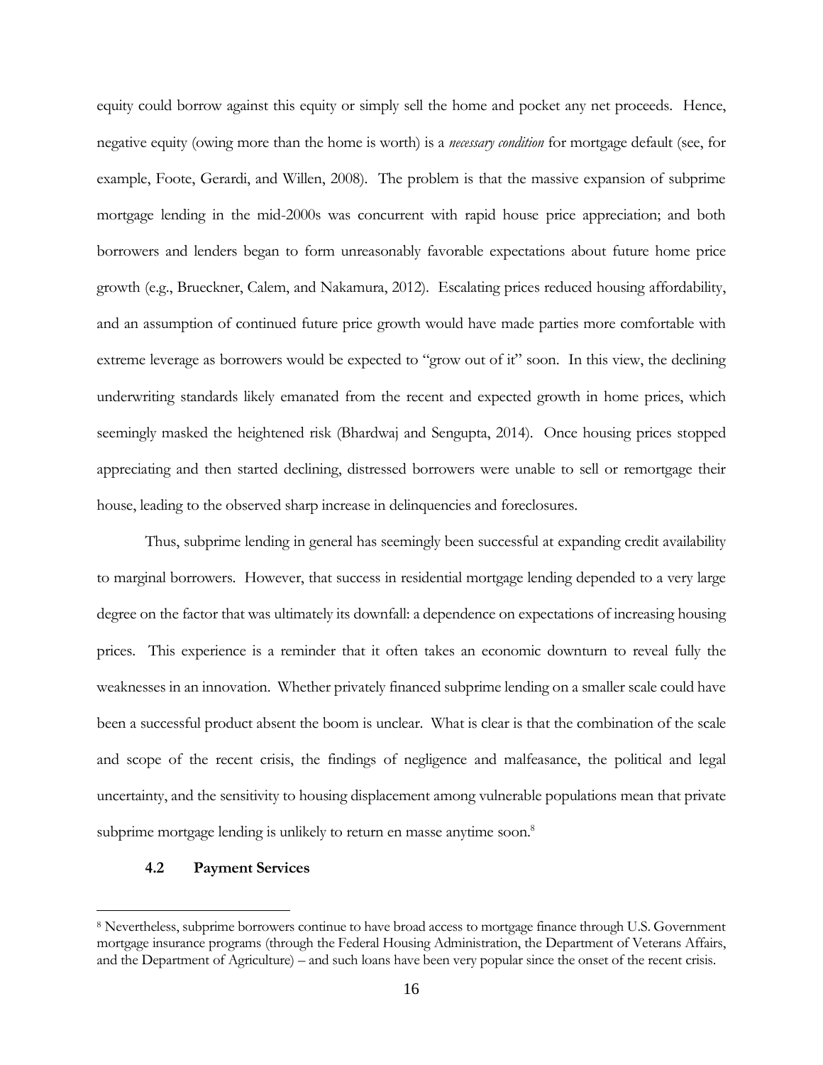equity could borrow against this equity or simply sell the home and pocket any net proceeds. Hence, negative equity (owing more than the home is worth) is a *necessary condition* for mortgage default (see, for example, Foote, Gerardi, and Willen, 2008). The problem is that the massive expansion of subprime mortgage lending in the mid-2000s was concurrent with rapid house price appreciation; and both borrowers and lenders began to form unreasonably favorable expectations about future home price growth (e.g., Brueckner, Calem, and Nakamura, 2012). Escalating prices reduced housing affordability, and an assumption of continued future price growth would have made parties more comfortable with extreme leverage as borrowers would be expected to "grow out of it" soon. In this view, the declining underwriting standards likely emanated from the recent and expected growth in home prices, which seemingly masked the heightened risk (Bhardwaj and Sengupta, 2014). Once housing prices stopped appreciating and then started declining, distressed borrowers were unable to sell or remortgage their house, leading to the observed sharp increase in delinquencies and foreclosures.

Thus, subprime lending in general has seemingly been successful at expanding credit availability to marginal borrowers. However, that success in residential mortgage lending depended to a very large degree on the factor that was ultimately its downfall: a dependence on expectations of increasing housing prices. This experience is a reminder that it often takes an economic downturn to reveal fully the weaknesses in an innovation. Whether privately financed subprime lending on a smaller scale could have been a successful product absent the boom is unclear. What is clear is that the combination of the scale and scope of the recent crisis, the findings of negligence and malfeasance, the political and legal uncertainty, and the sensitivity to housing displacement among vulnerable populations mean that private subprime mortgage lending is unlikely to return en masse anytime soon.[8]

### 4.2 Payment Services

[8] Nevertheless, subprime borrowers continue to have broad access to mortgage finance through U.S. Government mortgage insurance programs (through the Federal Housing Administration, the Department of Veterans Affairs, and the Department of Agriculture) – and such loans have been very popular since the onset of the recent crisis.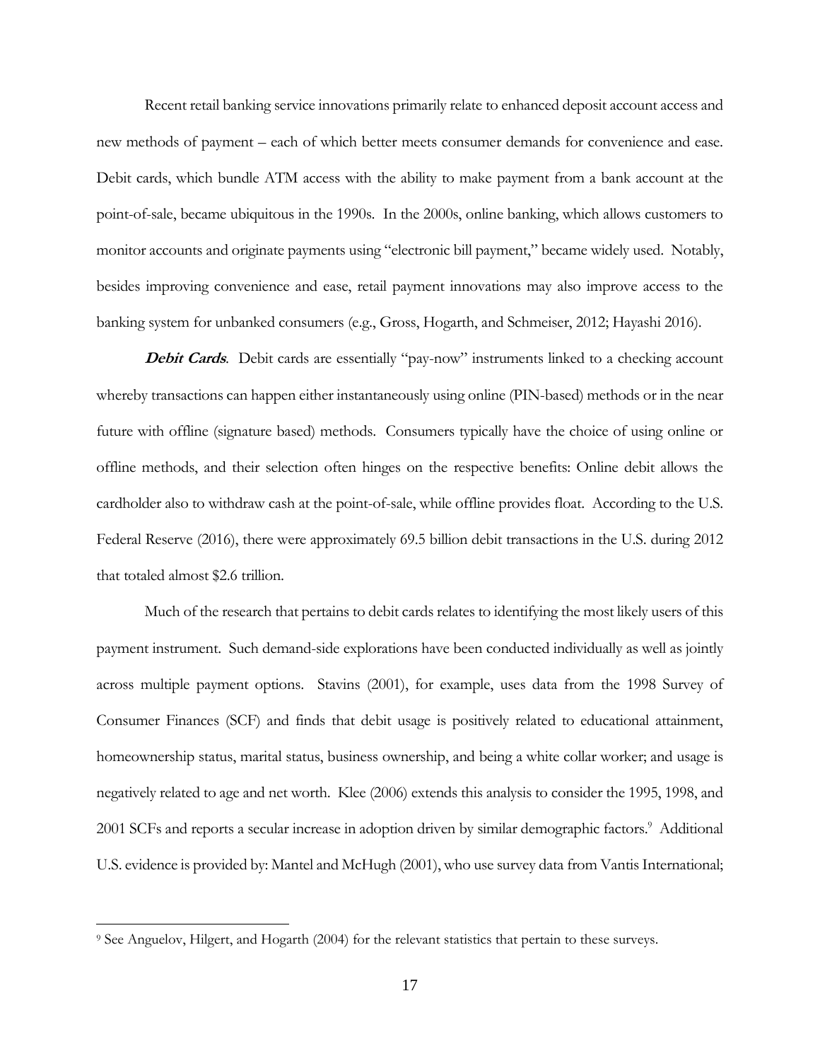Recent retail banking service innovations primarily relate to enhanced deposit account access and new methods of payment – each of which better meets consumer demands for convenience and ease. Debit cards, which bundle ATM access with the ability to make payment from a bank account at the point-of-sale, became ubiquitous in the 1990s. In the 2000s, online banking, which allows customers to monitor accounts and originate payments using "electronic bill payment," became widely used. Notably, besides improving convenience and ease, retail payment innovations may also improve access to the banking system for unbanked consumers (e.g., Gross, Hogarth, and Schmeiser, 2012; Hayashi 2016).

***Debit Cards***. Debit cards are essentially "pay-now" instruments linked to a checking account whereby transactions can happen either instantaneously using online (PIN-based) methods or in the near future with offline (signature based) methods. Consumers typically have the choice of using online or offline methods, and their selection often hinges on the respective benefits: Online debit allows the cardholder also to withdraw cash at the point-of-sale, while offline provides float. According to the U.S. Federal Reserve (2016), there were approximately 69.5 billion debit transactions in the U.S. during 2012 that totaled almost $2.6 trillion.

Much of the research that pertains to debit cards relates to identifying the most likely users of this payment instrument. Such demand-side explorations have been conducted individually as well as jointly across multiple payment options. Stavins (2001), for example, uses data from the 1998 Survey of Consumer Finances (SCF) and finds that debit usage is positively related to educational attainment, homeownership status, marital status, business ownership, and being a white collar worker; and usage is negatively related to age and net worth. Klee (2006) extends this analysis to consider the 1995, 1998, and 2001 SCFs and reports a secular increase in adoption driven by similar demographic factors.[9] Additional U.S. evidence is provided by: Mantel and McHugh (2001), who use survey data from Vantis International;

[9] See Anguelov, Hilgert, and Hogarth (2004) for the relevant statistics that pertain to these surveys.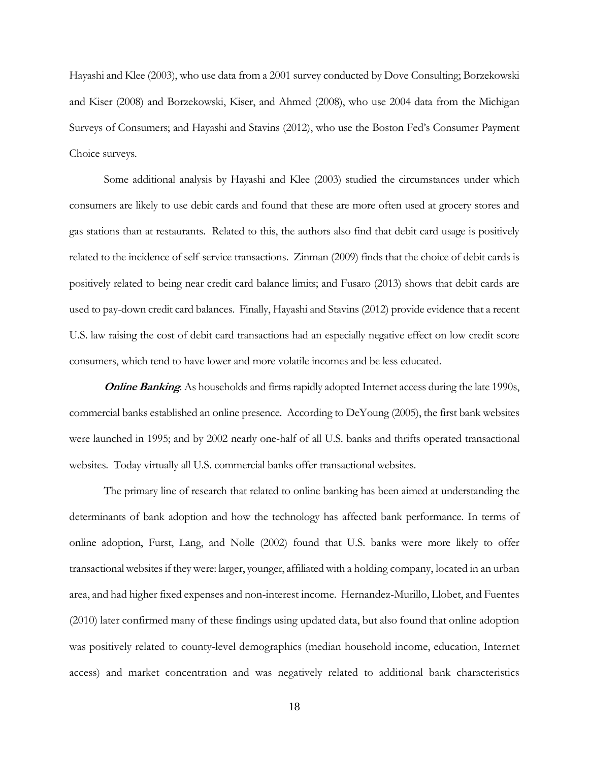Hayashi and Klee (2003), who use data from a 2001 survey conducted by Dove Consulting; Borzekowski and Kiser (2008) and Borzekowski, Kiser, and Ahmed (2008), who use 2004 data from the Michigan Surveys of Consumers; and Hayashi and Stavins (2012), who use the Boston Fed's Consumer Payment Choice surveys.

Some additional analysis by Hayashi and Klee (2003) studied the circumstances under which consumers are likely to use debit cards and found that these are more often used at grocery stores and gas stations than at restaurants. Related to this, the authors also find that debit card usage is positively related to the incidence of self-service transactions. Zinman (2009) finds that the choice of debit cards is positively related to being near credit card balance limits; and Fusaro (2013) shows that debit cards are used to pay-down credit card balances. Finally, Hayashi and Stavins (2012) provide evidence that a recent U.S. law raising the cost of debit card transactions had an especially negative effect on low credit score consumers, which tend to have lower and more volatile incomes and be less educated.

***Online Banking***: As households and firms rapidly adopted Internet access during the late 1990s, commercial banks established an online presence. According to DeYoung (2005), the first bank websites were launched in 1995; and by 2002 nearly one-half of all U.S. banks and thrifts operated transactional websites. Today virtually all U.S. commercial banks offer transactional websites.

The primary line of research that related to online banking has been aimed at understanding the determinants of bank adoption and how the technology has affected bank performance. In terms of online adoption, Furst, Lang, and Nolle (2002) found that U.S. banks were more likely to offer transactional websites if they were: larger, younger, affiliated with a holding company, located in an urban area, and had higher fixed expenses and non-interest income. Hernandez-Murillo, Llobet, and Fuentes (2010) later confirmed many of these findings using updated data, but also found that online adoption was positively related to county-level demographics (median household income, education, Internet access) and market concentration and was negatively related to additional bank characteristics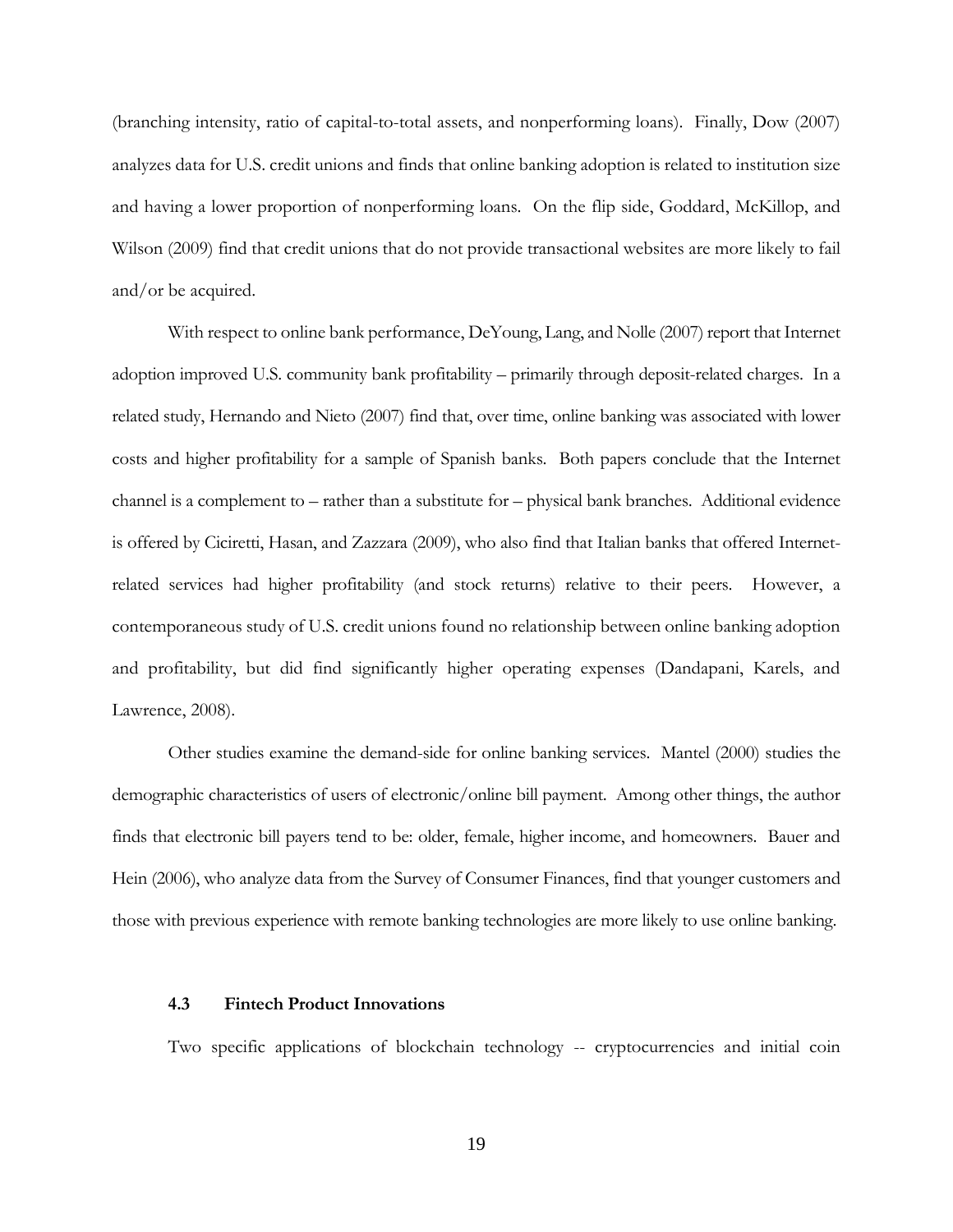(branching intensity, ratio of capital-to-total assets, and nonperforming loans). Finally, Dow (2007) analyzes data for U.S. credit unions and finds that online banking adoption is related to institution size and having a lower proportion of nonperforming loans. On the flip side, Goddard, McKillop, and Wilson (2009) find that credit unions that do not provide transactional websites are more likely to fail and/or be acquired.

With respect to online bank performance, DeYoung, Lang, and Nolle (2007) report that Internet adoption improved U.S. community bank profitability – primarily through deposit-related charges. In a related study, Hernando and Nieto (2007) find that, over time, online banking was associated with lower costs and higher profitability for a sample of Spanish banks. Both papers conclude that the Internet channel is a complement to – rather than a substitute for – physical bank branches. Additional evidence is offered by Ciciretti, Hasan, and Zazzara (2009), who also find that Italian banks that offered Internet-related services had higher profitability (and stock returns) relative to their peers. However, a contemporaneous study of U.S. credit unions found no relationship between online banking adoption and profitability, but did find significantly higher operating expenses (Dandapani, Karels, and Lawrence, 2008).

Other studies examine the demand-side for online banking services. Mantel (2000) studies the demographic characteristics of users of electronic/online bill payment. Among other things, the author finds that electronic bill payers tend to be: older, female, higher income, and homeowners. Bauer and Hein (2006), who analyze data from the Survey of Consumer Finances, find that younger customers and those with previous experience with remote banking technologies are more likely to use online banking.

### 4.3 Fintech Product Innovations

Two specific applications of blockchain technology -- cryptocurrencies and initial coin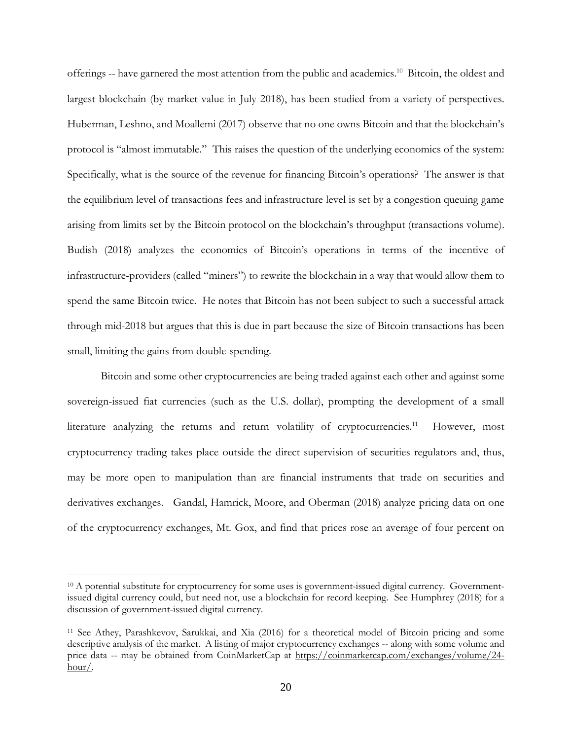offerings -- have garnered the most attention from the public and academics.[10] Bitcoin, the oldest and largest blockchain (by market value in July 2018), has been studied from a variety of perspectives. Huberman, Leshno, and Moallemi (2017) observe that no one owns Bitcoin and that the blockchain's protocol is "almost immutable." This raises the question of the underlying economics of the system: Specifically, what is the source of the revenue for financing Bitcoin's operations? The answer is that the equilibrium level of transactions fees and infrastructure level is set by a congestion queuing game arising from limits set by the Bitcoin protocol on the blockchain's throughput (transactions volume). Budish (2018) analyzes the economics of Bitcoin's operations in terms of the incentive of infrastructure-providers (called "miners") to rewrite the blockchain in a way that would allow them to spend the same Bitcoin twice. He notes that Bitcoin has not been subject to such a successful attack through mid-2018 but argues that this is due in part because the size of Bitcoin transactions has been small, limiting the gains from double-spending.

Bitcoin and some other cryptocurrencies are being traded against each other and against some sovereign-issued fiat currencies (such as the U.S. dollar), prompting the development of a small literature analyzing the returns and return volatility of cryptocurrencies.[11] However, most cryptocurrency trading takes place outside the direct supervision of securities regulators and, thus, may be more open to manipulation than are financial instruments that trade on securities and derivatives exchanges. Gandal, Hamrick, Moore, and Oberman (2018) analyze pricing data on one of the cryptocurrency exchanges, Mt. Gox, and find that prices rose an average of four percent on

---

[10] A potential substitute for cryptocurrency for some uses is government-issued digital currency. Government-issued digital currency could, but need not, use a blockchain for record keeping. See Humphrey (2018) for a discussion of government-issued digital currency.

[11] See Athey, Parashkevov, Sarukkai, and Xia (2016) for a theoretical model of Bitcoin pricing and some descriptive analysis of the market. A listing of major cryptocurrency exchanges -- along with some volume and price data -- may be obtained from CoinMarketCap at https://coinmarketcap.com/exchanges/volume/24-hour/.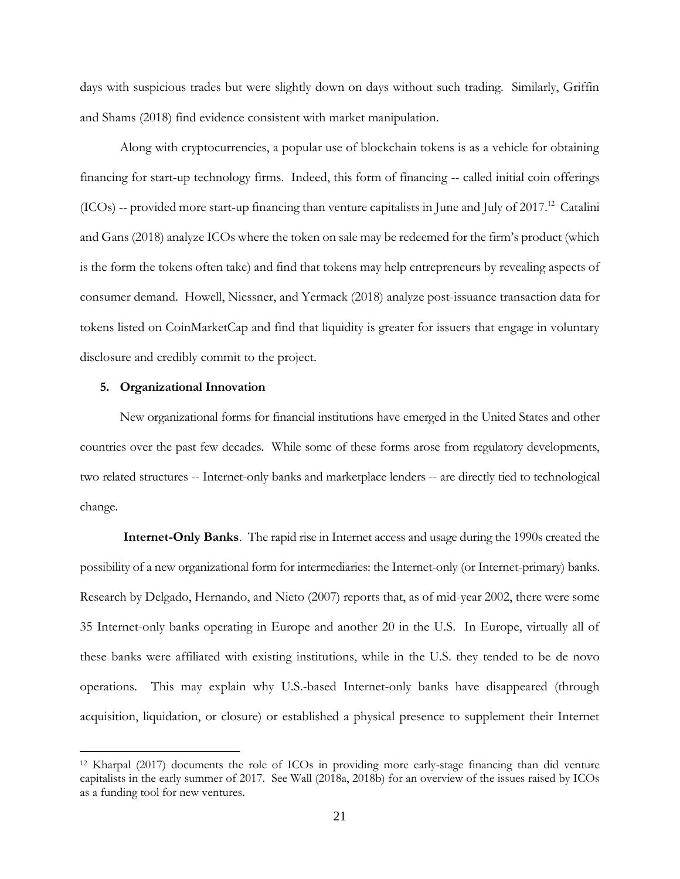days with suspicious trades but were slightly down on days without such trading. Similarly, Griffin and Shams (2018) find evidence consistent with market manipulation.

Along with cryptocurrencies, a popular use of blockchain tokens is as a vehicle for obtaining financing for start-up technology firms. Indeed, this form of financing -- called initial coin offerings (ICOs) -- provided more start-up financing than venture capitalists in June and July of 2017.[12] Catalini and Gans (2018) analyze ICOs where the token on sale may be redeemed for the firm's product (which is the form the tokens often take) and find that tokens may help entrepreneurs by revealing aspects of consumer demand. Howell, Niessner, and Yermack (2018) analyze post-issuance transaction data for tokens listed on CoinMarketCap and find that liquidity is greater for issuers that engage in voluntary disclosure and credibly commit to the project.

## 5. Organizational Innovation

New organizational forms for financial institutions have emerged in the United States and other countries over the past few decades. While some of these forms arose from regulatory developments, two related structures -- Internet-only banks and marketplace lenders -- are directly tied to technological change.

**Internet-Only Banks**. The rapid rise in Internet access and usage during the 1990s created the possibility of a new organizational form for intermediaries: the Internet-only (or Internet-primary) banks. Research by Delgado, Hernando, and Nieto (2007) reports that, as of mid-year 2002, there were some 35 Internet-only banks operating in Europe and another 20 in the U.S. In Europe, virtually all of these banks were affiliated with existing institutions, while in the U.S. they tended to be de novo operations. This may explain why U.S.-based Internet-only banks have disappeared (through acquisition, liquidation, or closure) or established a physical presence to supplement their Internet

[12] Kharpal (2017) documents the role of ICOs in providing more early-stage financing than did venture capitalists in the early summer of 2017. See Wall (2018a, 2018b) for an overview of the issues raised by ICOs as a funding tool for new ventures.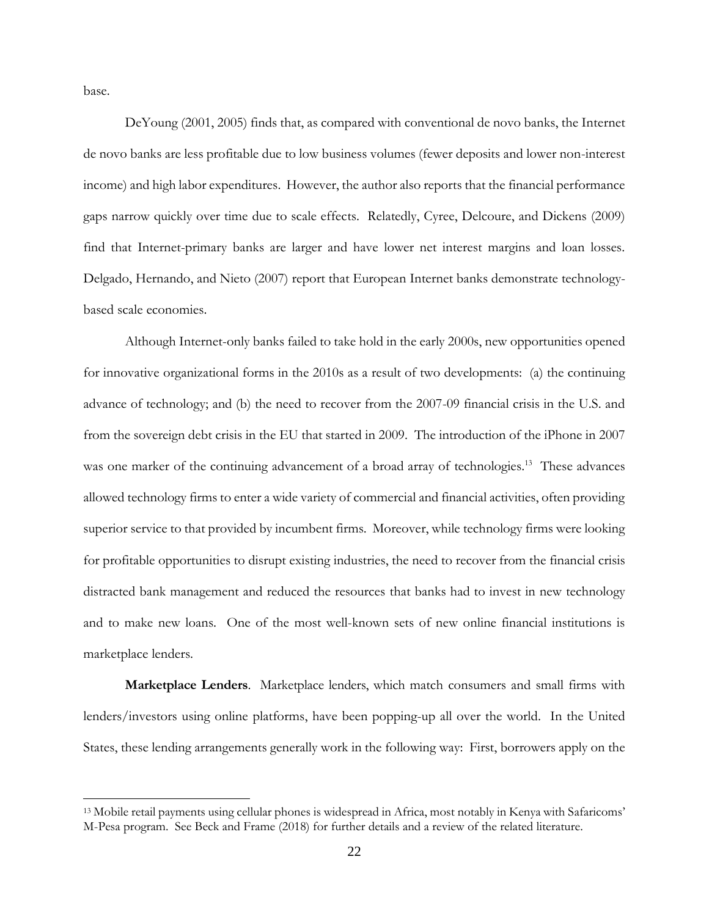base.

DeYoung (2001, 2005) finds that, as compared with conventional de novo banks, the Internet de novo banks are less profitable due to low business volumes (fewer deposits and lower non-interest income) and high labor expenditures. However, the author also reports that the financial performance gaps narrow quickly over time due to scale effects. Relatedly, Cyree, Delcoure, and Dickens (2009) find that Internet-primary banks are larger and have lower net interest margins and loan losses. Delgado, Hernando, and Nieto (2007) report that European Internet banks demonstrate technology-based scale economies.

Although Internet-only banks failed to take hold in the early 2000s, new opportunities opened for innovative organizational forms in the 2010s as a result of two developments: (a) the continuing advance of technology; and (b) the need to recover from the 2007-09 financial crisis in the U.S. and from the sovereign debt crisis in the EU that started in 2009. The introduction of the iPhone in 2007 was one marker of the continuing advancement of a broad array of technologies.[13] These advances allowed technology firms to enter a wide variety of commercial and financial activities, often providing superior service to that provided by incumbent firms. Moreover, while technology firms were looking for profitable opportunities to disrupt existing industries, the need to recover from the financial crisis distracted bank management and reduced the resources that banks had to invest in new technology and to make new loans. One of the most well-known sets of new online financial institutions is marketplace lenders.

**Marketplace Lenders**. Marketplace lenders, which match consumers and small firms with lenders/investors using online platforms, have been popping-up all over the world. In the United States, these lending arrangements generally work in the following way: First, borrowers apply on the

---

[13] Mobile retail payments using cellular phones is widespread in Africa, most notably in Kenya with Safaricoms' M-Pesa program. See Beck and Frame (2018) for further details and a review of the related literature.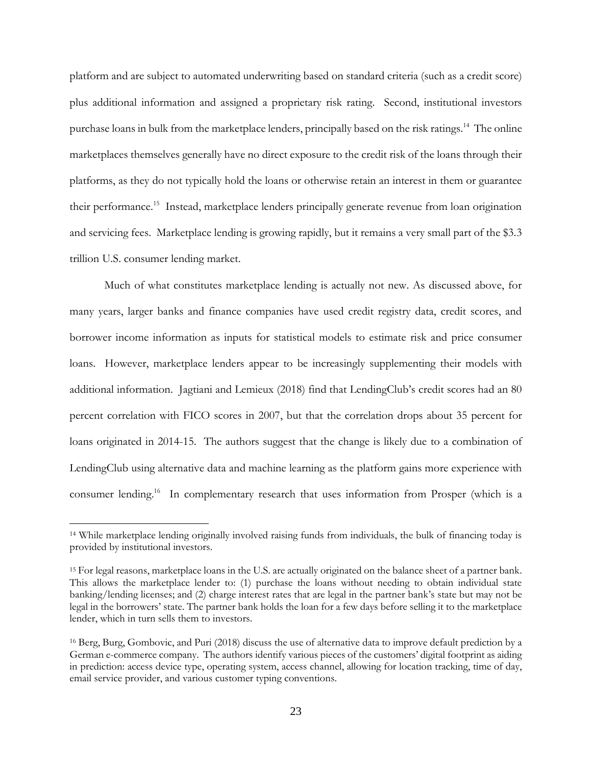platform and are subject to automated underwriting based on standard criteria (such as a credit score) plus additional information and assigned a proprietary risk rating. Second, institutional investors purchase loans in bulk from the marketplace lenders, principally based on the risk ratings.[14] The online marketplaces themselves generally have no direct exposure to the credit risk of the loans through their platforms, as they do not typically hold the loans or otherwise retain an interest in them or guarantee their performance.[15] Instead, marketplace lenders principally generate revenue from loan origination and servicing fees. Marketplace lending is growing rapidly, but it remains a very small part of the $3.3 trillion U.S. consumer lending market.

Much of what constitutes marketplace lending is actually not new. As discussed above, for many years, larger banks and finance companies have used credit registry data, credit scores, and borrower income information as inputs for statistical models to estimate risk and price consumer loans. However, marketplace lenders appear to be increasingly supplementing their models with additional information. Jagtiani and Lemieux (2018) find that LendingClub's credit scores had an 80 percent correlation with FICO scores in 2007, but that the correlation drops about 35 percent for loans originated in 2014-15. The authors suggest that the change is likely due to a combination of LendingClub using alternative data and machine learning as the platform gains more experience with consumer lending.[16] In complementary research that uses information from Prosper (which is a

---

[14] While marketplace lending originally involved raising funds from individuals, the bulk of financing today is provided by institutional investors.

[15] For legal reasons, marketplace loans in the U.S. are actually originated on the balance sheet of a partner bank. This allows the marketplace lender to: (1) purchase the loans without needing to obtain individual state banking/lending licenses; and (2) charge interest rates that are legal in the partner bank's state but may not be legal in the borrowers' state. The partner bank holds the loan for a few days before selling it to the marketplace lender, which in turn sells them to investors.

[16] Berg, Burg, Gombovic, and Puri (2018) discuss the use of alternative data to improve default prediction by a German e-commerce company. The authors identify various pieces of the customers' digital footprint as aiding in prediction: access device type, operating system, access channel, allowing for location tracking, time of day, email service provider, and various customer typing conventions.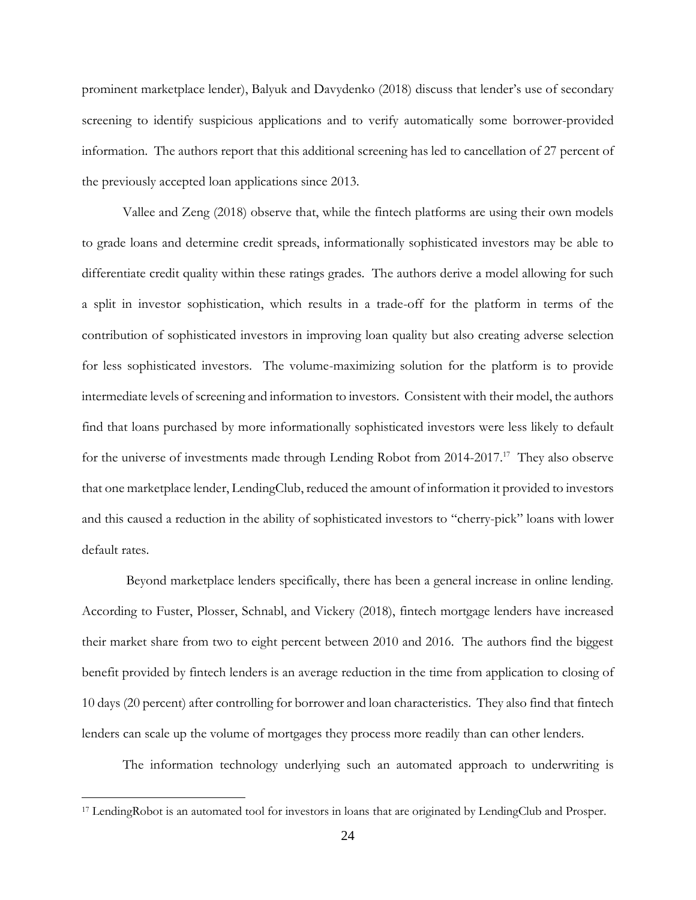prominent marketplace lender), Balyuk and Davydenko (2018) discuss that lender's use of secondary screening to identify suspicious applications and to verify automatically some borrower-provided information. The authors report that this additional screening has led to cancellation of 27 percent of the previously accepted loan applications since 2013.

Vallee and Zeng (2018) observe that, while the fintech platforms are using their own models to grade loans and determine credit spreads, informationally sophisticated investors may be able to differentiate credit quality within these ratings grades. The authors derive a model allowing for such a split in investor sophistication, which results in a trade-off for the platform in terms of the contribution of sophisticated investors in improving loan quality but also creating adverse selection for less sophisticated investors. The volume-maximizing solution for the platform is to provide intermediate levels of screening and information to investors. Consistent with their model, the authors find that loans purchased by more informationally sophisticated investors were less likely to default for the universe of investments made through Lending Robot from 2014-2017.[17] They also observe that one marketplace lender, LendingClub, reduced the amount of information it provided to investors and this caused a reduction in the ability of sophisticated investors to "cherry-pick" loans with lower default rates.

Beyond marketplace lenders specifically, there has been a general increase in online lending. According to Fuster, Plosser, Schnabl, and Vickery (2018), fintech mortgage lenders have increased their market share from two to eight percent between 2010 and 2016. The authors find the biggest benefit provided by fintech lenders is an average reduction in the time from application to closing of 10 days (20 percent) after controlling for borrower and loan characteristics. They also find that fintech lenders can scale up the volume of mortgages they process more readily than can other lenders.

The information technology underlying such an automated approach to underwriting is

---

[17] LendingRobot is an automated tool for investors in loans that are originated by LendingClub and Prosper.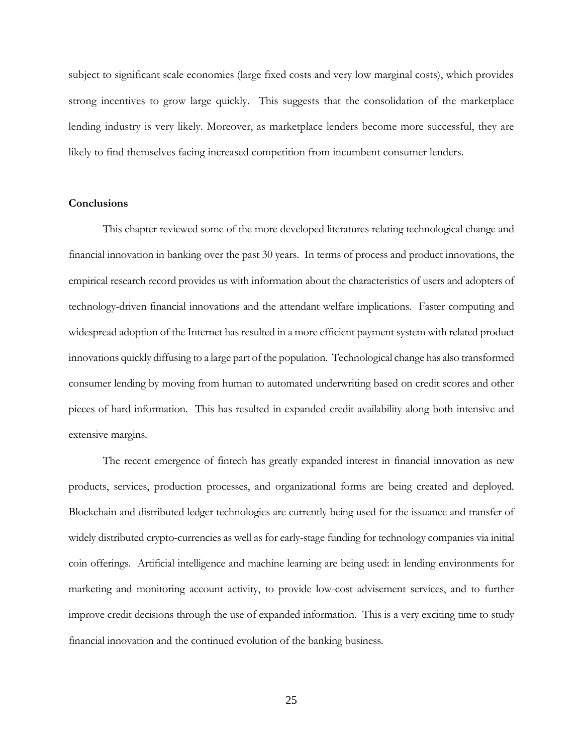subject to significant scale economies (large fixed costs and very low marginal costs), which provides strong incentives to grow large quickly. This suggests that the consolidation of the marketplace lending industry is very likely. Moreover, as marketplace lenders become more successful, they are likely to find themselves facing increased competition from incumbent consumer lenders.

## Conclusions

This chapter reviewed some of the more developed literatures relating technological change and financial innovation in banking over the past 30 years. In terms of process and product innovations, the empirical research record provides us with information about the characteristics of users and adopters of technology-driven financial innovations and the attendant welfare implications. Faster computing and widespread adoption of the Internet has resulted in a more efficient payment system with related product innovations quickly diffusing to a large part of the population. Technological change has also transformed consumer lending by moving from human to automated underwriting based on credit scores and other pieces of hard information. This has resulted in expanded credit availability along both intensive and extensive margins.

The recent emergence of fintech has greatly expanded interest in financial innovation as new products, services, production processes, and organizational forms are being created and deployed. Blockchain and distributed ledger technologies are currently being used for the issuance and transfer of widely distributed crypto-currencies as well as for early-stage funding for technology companies via initial coin offerings. Artificial intelligence and machine learning are being used: in lending environments for marketing and monitoring account activity, to provide low-cost advisement services, and to further improve credit decisions through the use of expanded information. This is a very exciting time to study financial innovation and the continued evolution of the banking business.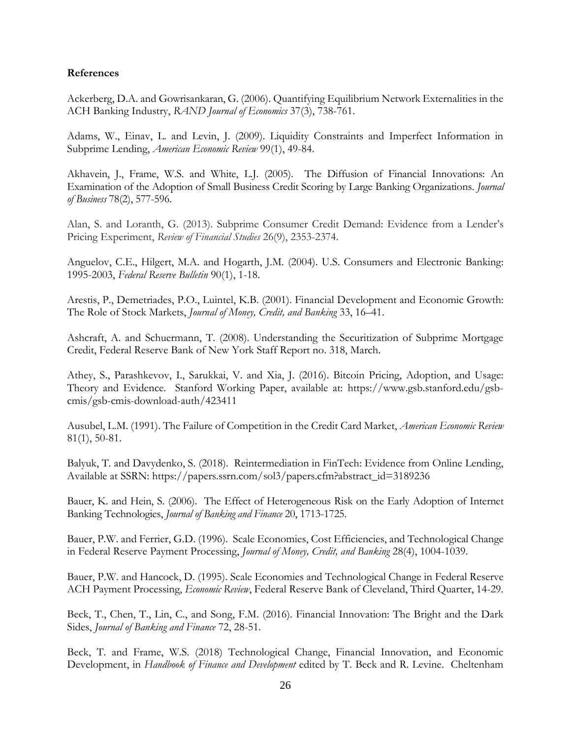**References**

Ackerberg, D.A. and Gowrisankaran, G. (2006). Quantifying Equilibrium Network Externalities in the ACH Banking Industry, *RAND Journal of Economics* 37(3), 738-761.

Adams, W., Einav, L. and Levin, J. (2009). Liquidity Constraints and Imperfect Information in Subprime Lending, *American Economic Review* 99(1), 49-84.

Akhavein, J., Frame, W.S. and White, L.J. (2005). The Diffusion of Financial Innovations: An Examination of the Adoption of Small Business Credit Scoring by Large Banking Organizations. *Journal of Business* 78(2), 577-596.

Alan, S. and Loranth, G. (2013). Subprime Consumer Credit Demand: Evidence from a Lender's Pricing Experiment, *Review of Financial Studies* 26(9), 2353-2374.

Anguelov, C.E., Hilgert, M.A. and Hogarth, J.M. (2004). U.S. Consumers and Electronic Banking: 1995-2003, *Federal Reserve Bulletin* 90(1), 1-18.

Arestis, P., Demetriades, P.O., Luintel, K.B. (2001). Financial Development and Economic Growth: The Role of Stock Markets, *Journal of Money, Credit, and Banking* 33, 16–41.

Ashcraft, A. and Schuermann, T. (2008). Understanding the Securitization of Subprime Mortgage Credit, Federal Reserve Bank of New York Staff Report no. 318, March.

Athey, S., Parashkevov, I., Sarukkai, V. and Xia, J. (2016). Bitcoin Pricing, Adoption, and Usage: Theory and Evidence. Stanford Working Paper, available at: https://www.gsb.stanford.edu/gsb-cmis/gsb-cmis-download-auth/423411

Ausubel, L.M. (1991). The Failure of Competition in the Credit Card Market, *American Economic Review* 81(1), 50-81.

Balyuk, T. and Davydenko, S. (2018). Reintermediation in FinTech: Evidence from Online Lending, Available at SSRN: https://papers.ssrn.com/sol3/papers.cfm?abstract_id=3189236

Bauer, K. and Hein, S. (2006). The Effect of Heterogeneous Risk on the Early Adoption of Internet Banking Technologies, *Journal of Banking and Finance* 20, 1713-1725.

Bauer, P.W. and Ferrier, G.D. (1996). Scale Economies, Cost Efficiencies, and Technological Change in Federal Reserve Payment Processing, *Journal of Money, Credit, and Banking* 28(4), 1004-1039.

Bauer, P.W. and Hancock, D. (1995). Scale Economies and Technological Change in Federal Reserve ACH Payment Processing, *Economic Review*, Federal Reserve Bank of Cleveland, Third Quarter, 14-29.

Beck, T., Chen, T., Lin, C., and Song, F.M. (2016). Financial Innovation: The Bright and the Dark Sides, *Journal of Banking and Finance* 72, 28-51.

Beck, T. and Frame, W.S. (2018) Technological Change, Financial Innovation, and Economic Development, in *Handbook of Finance and Development* edited by T. Beck and R. Levine. Cheltenham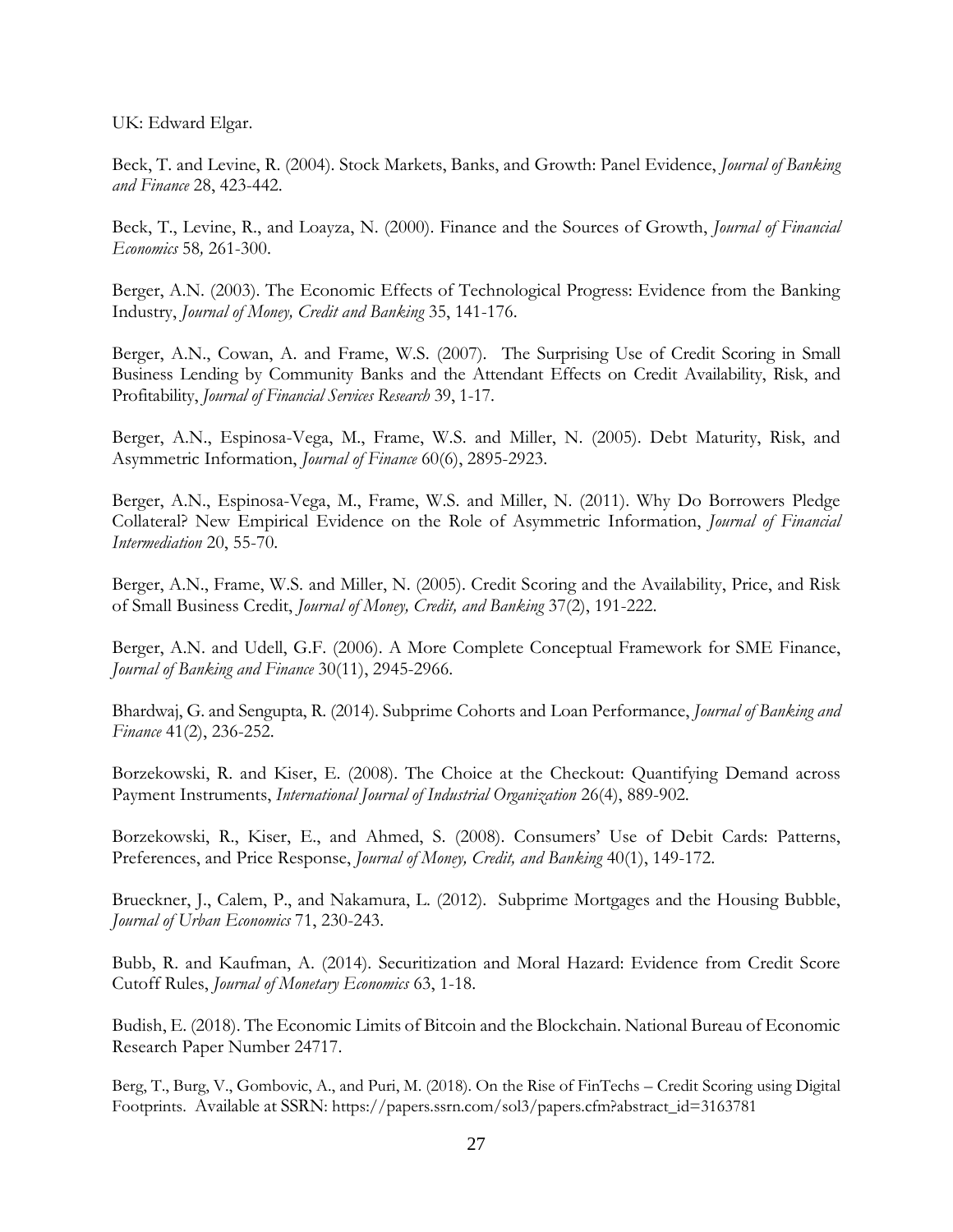UK: Edward Elgar.

Beck, T. and Levine, R. (2004). Stock Markets, Banks, and Growth: Panel Evidence, *Journal of Banking and Finance* 28, 423-442.

Beck, T., Levine, R., and Loayza, N. (2000). Finance and the Sources of Growth, *Journal of Financial Economics* 58*,* 261-300.

Berger, A.N. (2003). The Economic Effects of Technological Progress: Evidence from the Banking Industry, *Journal of Money, Credit and Banking* 35, 141-176.

Berger, A.N., Cowan, A. and Frame, W.S. (2007). The Surprising Use of Credit Scoring in Small Business Lending by Community Banks and the Attendant Effects on Credit Availability, Risk, and Profitability, *Journal of Financial Services Research* 39, 1-17.

Berger, A.N., Espinosa-Vega, M., Frame, W.S. and Miller, N. (2005). Debt Maturity, Risk, and Asymmetric Information, *Journal of Finance* 60(6), 2895-2923.

Berger, A.N., Espinosa-Vega, M., Frame, W.S. and Miller, N. (2011). Why Do Borrowers Pledge Collateral? New Empirical Evidence on the Role of Asymmetric Information, *Journal of Financial Intermediation* 20, 55-70.

Berger, A.N., Frame, W.S. and Miller, N. (2005). Credit Scoring and the Availability, Price, and Risk of Small Business Credit, *Journal of Money, Credit, and Banking* 37(2), 191-222.

Berger, A.N. and Udell, G.F. (2006). A More Complete Conceptual Framework for SME Finance, *Journal of Banking and Finance* 30(11), 2945-2966.

Bhardwaj, G. and Sengupta, R. (2014). Subprime Cohorts and Loan Performance, *Journal of Banking and Finance* 41(2), 236-252.

Borzekowski, R. and Kiser, E. (2008). The Choice at the Checkout: Quantifying Demand across Payment Instruments, *International Journal of Industrial Organization* 26(4), 889-902.

Borzekowski, R., Kiser, E., and Ahmed, S. (2008). Consumers' Use of Debit Cards: Patterns, Preferences, and Price Response, *Journal of Money, Credit, and Banking* 40(1), 149-172.

Brueckner, J., Calem, P., and Nakamura, L. (2012). Subprime Mortgages and the Housing Bubble, *Journal of Urban Economics* 71, 230-243.

Bubb, R. and Kaufman, A. (2014). Securitization and Moral Hazard: Evidence from Credit Score Cutoff Rules, *Journal of Monetary Economics* 63, 1-18.

Budish, E. (2018). The Economic Limits of Bitcoin and the Blockchain. National Bureau of Economic Research Paper Number 24717.

Berg, T., Burg, V., Gombovic, A., and Puri, M. (2018). On the Rise of FinTechs – Credit Scoring using Digital Footprints. Available at SSRN: https://papers.ssrn.com/sol3/papers.cfm?abstract_id=3163781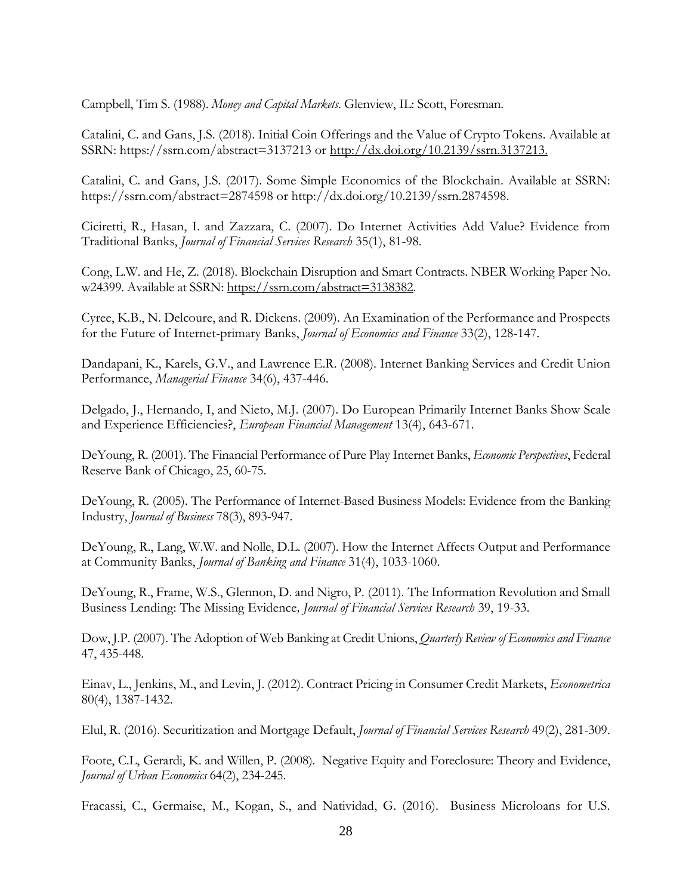Campbell, Tim S. (1988). *Money and Capital Markets*. Glenview, IL: Scott, Foresman.

Catalini, C. and Gans, J.S. (2018). Initial Coin Offerings and the Value of Crypto Tokens. Available at SSRN: https://ssrn.com/abstract=3137213 or http://dx.doi.org/10.2139/ssrn.3137213.

Catalini, C. and Gans, J.S. (2017). Some Simple Economics of the Blockchain. Available at SSRN: https://ssrn.com/abstract=2874598 or http://dx.doi.org/10.2139/ssrn.2874598.

Ciciretti, R., Hasan, I. and Zazzara, C. (2007). Do Internet Activities Add Value? Evidence from Traditional Banks, *Journal of Financial Services Research* 35(1), 81-98.

Cong, L.W. and He, Z. (2018). Blockchain Disruption and Smart Contracts. NBER Working Paper No. w24399. Available at SSRN: https://ssrn.com/abstract=3138382.

Cyree, K.B., N. Delcoure, and R. Dickens. (2009). An Examination of the Performance and Prospects for the Future of Internet-primary Banks, *Journal of Economics and Finance* 33(2), 128-147.

Dandapani, K., Karels, G.V., and Lawrence E.R. (2008). Internet Banking Services and Credit Union Performance, *Managerial Finance* 34(6), 437-446.

Delgado, J., Hernando, I, and Nieto, M.J. (2007). Do European Primarily Internet Banks Show Scale and Experience Efficiencies?, *European Financial Management* 13(4), 643-671.

DeYoung, R. (2001). The Financial Performance of Pure Play Internet Banks, *Economic Perspectives*, Federal Reserve Bank of Chicago, 25, 60-75.

DeYoung, R. (2005). The Performance of Internet-Based Business Models: Evidence from the Banking Industry, *Journal of Business* 78(3), 893-947.

DeYoung, R., Lang, W.W. and Nolle, D.L. (2007). How the Internet Affects Output and Performance at Community Banks, *Journal of Banking and Finance* 31(4), 1033-1060.

DeYoung, R., Frame, W.S., Glennon, D. and Nigro, P. (2011). The Information Revolution and Small Business Lending: The Missing Evidence*, Journal of Financial Services Research* 39, 19-33.

Dow, J.P. (2007). The Adoption of Web Banking at Credit Unions, *Quarterly Review of Economics and Finance* 47, 435-448.

Einav, L., Jenkins, M., and Levin, J. (2012). Contract Pricing in Consumer Credit Markets, *Econometrica* 80(4), 1387-1432.

Elul, R. (2016). Securitization and Mortgage Default, *Journal of Financial Services Research* 49(2), 281-309.

Foote, C.L, Gerardi, K. and Willen, P. (2008). Negative Equity and Foreclosure: Theory and Evidence, *Journal of Urban Economics* 64(2), 234-245.

Fracassi, C., Germaise, M., Kogan, S., and Natividad, G. (2016). Business Microloans for U.S.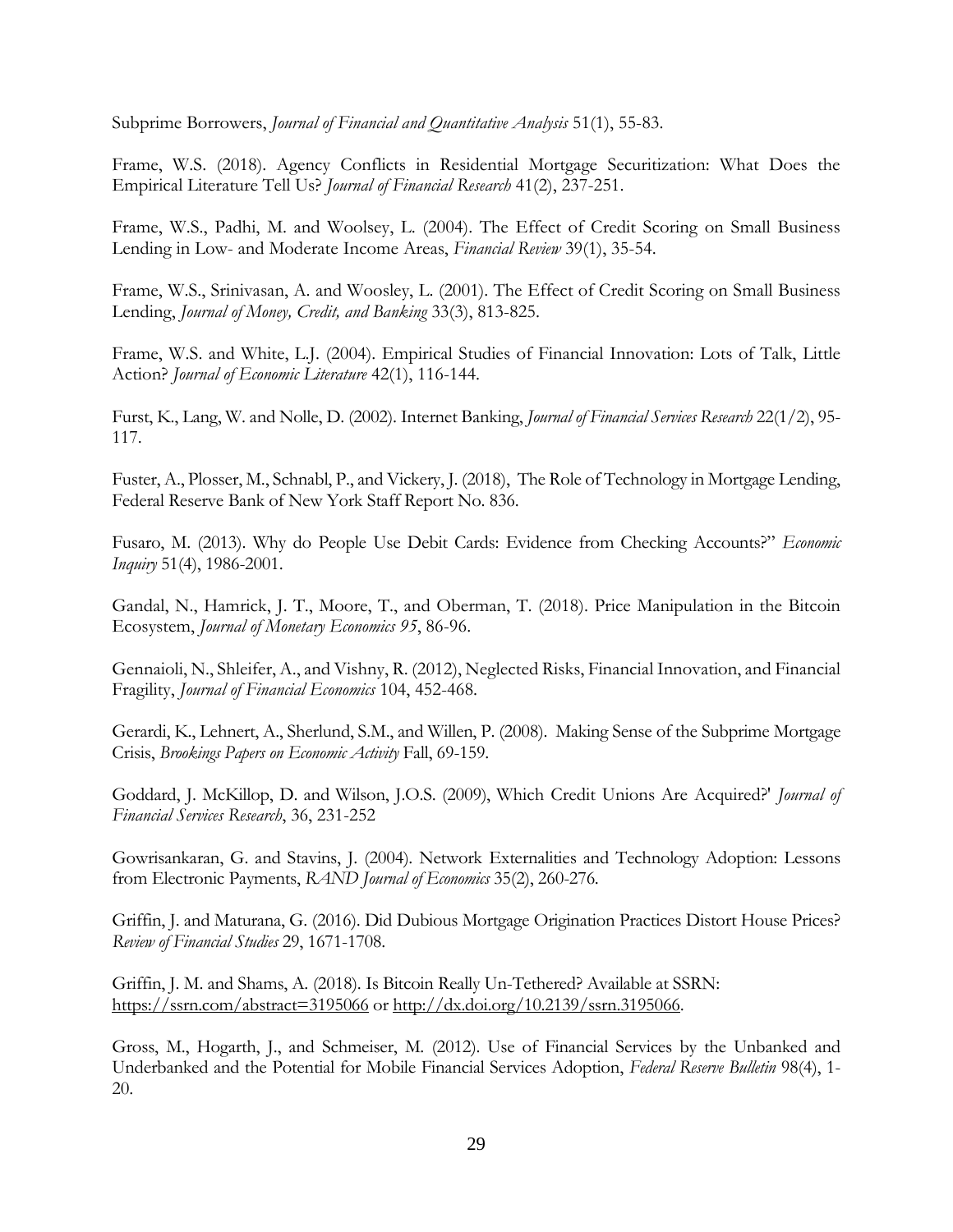Subprime Borrowers, *Journal of Financial and Quantitative Analysis* 51(1), 55-83.

Frame, W.S. (2018). Agency Conflicts in Residential Mortgage Securitization: What Does the Empirical Literature Tell Us? *Journal of Financial Research* 41(2), 237-251.

Frame, W.S., Padhi, M. and Woolsey, L. (2004). The Effect of Credit Scoring on Small Business Lending in Low- and Moderate Income Areas, *Financial Review* 39(1), 35-54.

Frame, W.S., Srinivasan, A. and Woosley, L. (2001). The Effect of Credit Scoring on Small Business Lending, *Journal of Money, Credit, and Banking* 33(3), 813-825.

Frame, W.S. and White, L.J. (2004). Empirical Studies of Financial Innovation: Lots of Talk, Little Action? *Journal of Economic Literature* 42(1), 116-144.

Furst, K., Lang, W. and Nolle, D. (2002). Internet Banking, *Journal of Financial Services Research* 22(1/2), 95-117.

Fuster, A., Plosser, M., Schnabl, P., and Vickery, J. (2018), The Role of Technology in Mortgage Lending, Federal Reserve Bank of New York Staff Report No. 836.

Fusaro, M. (2013). Why do People Use Debit Cards: Evidence from Checking Accounts?" *Economic Inquiry* 51(4), 1986-2001.

Gandal, N., Hamrick, J. T., Moore, T., and Oberman, T. (2018). Price Manipulation in the Bitcoin Ecosystem, *Journal of Monetary Economics 95*, 86-96.

Gennaioli, N., Shleifer, A., and Vishny, R. (2012), Neglected Risks, Financial Innovation, and Financial Fragility, *Journal of Financial Economics* 104, 452-468.

Gerardi, K., Lehnert, A., Sherlund, S.M., and Willen, P. (2008). Making Sense of the Subprime Mortgage Crisis, *Brookings Papers on Economic Activity* Fall, 69-159.

Goddard, J. McKillop, D. and Wilson, J.O.S. (2009), Which Credit Unions Are Acquired?' *Journal of Financial Services Research*, 36, 231-252

Gowrisankaran, G. and Stavins, J. (2004). Network Externalities and Technology Adoption: Lessons from Electronic Payments, *RAND Journal of Economics* 35(2), 260-276.

Griffin, J. and Maturana, G. (2016). Did Dubious Mortgage Origination Practices Distort House Prices? *Review of Financial Studies* 29, 1671-1708.

Griffin, J. M. and Shams, A. (2018). Is Bitcoin Really Un-Tethered? Available at SSRN: https://ssrn.com/abstract=3195066 or http://dx.doi.org/10.2139/ssrn.3195066.

Gross, M., Hogarth, J., and Schmeiser, M. (2012). Use of Financial Services by the Unbanked and Underbanked and the Potential for Mobile Financial Services Adoption, *Federal Reserve Bulletin* 98(4), 1-20.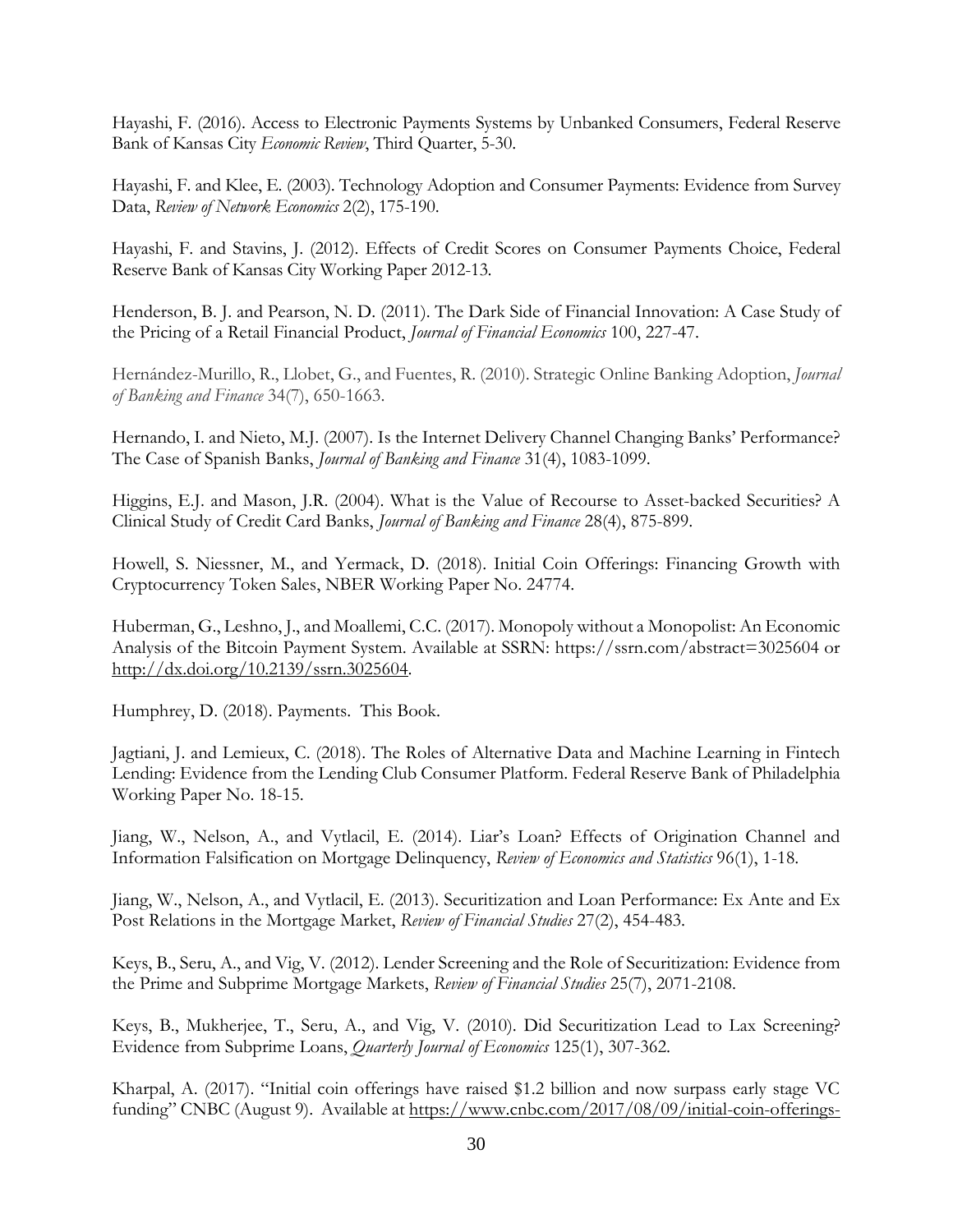Hayashi, F. (2016). Access to Electronic Payments Systems by Unbanked Consumers, Federal Reserve Bank of Kansas City *Economic Review*, Third Quarter, 5-30.

Hayashi, F. and Klee, E. (2003). Technology Adoption and Consumer Payments: Evidence from Survey Data, *Review of Network Economics* 2(2), 175-190.

Hayashi, F. and Stavins, J. (2012). Effects of Credit Scores on Consumer Payments Choice, Federal Reserve Bank of Kansas City Working Paper 2012-13.

Henderson, B. J. and Pearson, N. D. (2011). The Dark Side of Financial Innovation: A Case Study of the Pricing of a Retail Financial Product, *Journal of Financial Economics* 100, 227-47.

Hernández-Murillo, R., Llobet, G., and Fuentes, R. (2010). Strategic Online Banking Adoption, *Journal of Banking and Finance* 34(7), 650-1663.

Hernando, I. and Nieto, M.J. (2007). Is the Internet Delivery Channel Changing Banks' Performance? The Case of Spanish Banks, *Journal of Banking and Finance* 31(4), 1083-1099.

Higgins, E.J. and Mason, J.R. (2004). What is the Value of Recourse to Asset-backed Securities? A Clinical Study of Credit Card Banks, *Journal of Banking and Finance* 28(4), 875-899.

Howell, S. Niessner, M., and Yermack, D. (2018). Initial Coin Offerings: Financing Growth with Cryptocurrency Token Sales, NBER Working Paper No. 24774.

Huberman, G., Leshno, J., and Moallemi, C.C. (2017). Monopoly without a Monopolist: An Economic Analysis of the Bitcoin Payment System. Available at SSRN: https://ssrn.com/abstract=3025604 or http://dx.doi.org/10.2139/ssrn.3025604.

Humphrey, D. (2018). Payments. This Book.

Jagtiani, J. and Lemieux, C. (2018). The Roles of Alternative Data and Machine Learning in Fintech Lending: Evidence from the Lending Club Consumer Platform. Federal Reserve Bank of Philadelphia Working Paper No. 18-15.

Jiang, W., Nelson, A., and Vytlacil, E. (2014). Liar's Loan? Effects of Origination Channel and Information Falsification on Mortgage Delinquency, *Review of Economics and Statistics* 96(1), 1-18.

Jiang, W., Nelson, A., and Vytlacil, E. (2013). Securitization and Loan Performance: Ex Ante and Ex Post Relations in the Mortgage Market, *Review of Financial Studies* 27(2), 454-483.

Keys, B., Seru, A., and Vig, V. (2012). Lender Screening and the Role of Securitization: Evidence from the Prime and Subprime Mortgage Markets, *Review of Financial Studies* 25(7), 2071-2108.

Keys, B., Mukherjee, T., Seru, A., and Vig, V. (2010). Did Securitization Lead to Lax Screening? Evidence from Subprime Loans, *Quarterly Journal of Economics* 125(1), 307-362.

Kharpal, A. (2017). "Initial coin offerings have raised $1.2 billion and now surpass early stage VC funding" CNBC (August 9). Available at https://www.cnbc.com/2017/08/09/initial-coin-offerings-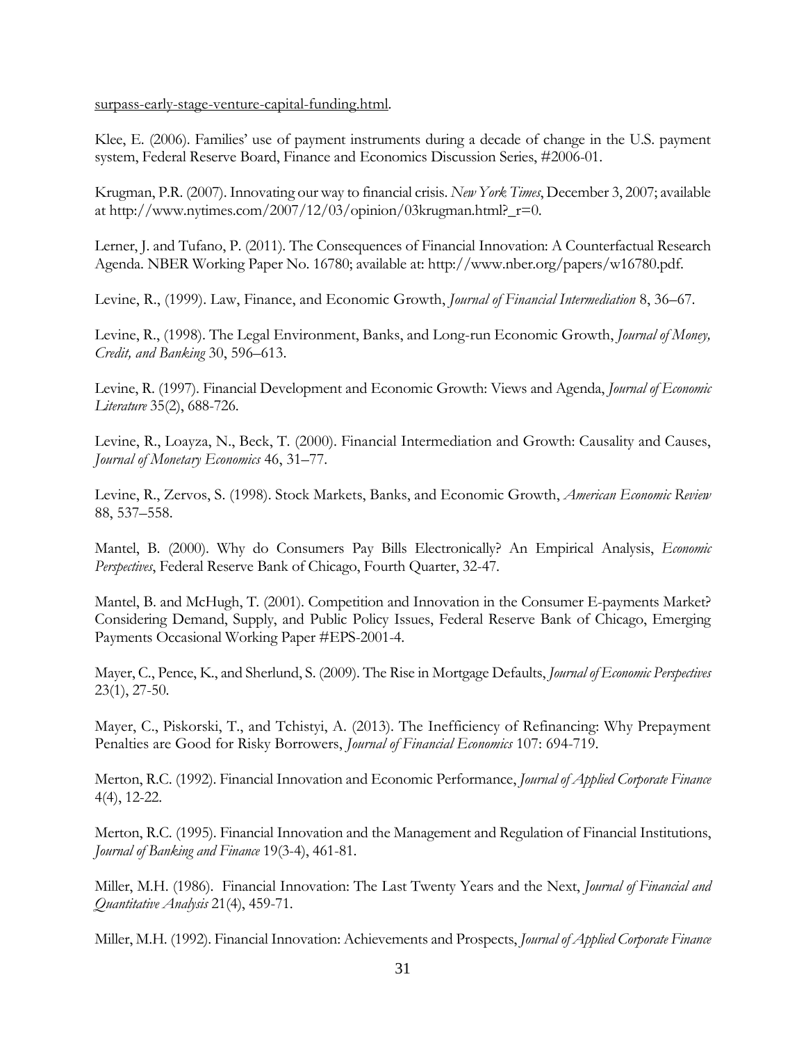surpass-early-stage-venture-capital-funding.html.

Klee, E. (2006). Families' use of payment instruments during a decade of change in the U.S. payment system, Federal Reserve Board, Finance and Economics Discussion Series, #2006-01.

Krugman, P.R. (2007). Innovating our way to financial crisis. *New York Times*, December 3, 2007; available at http://www.nytimes.com/2007/12/03/opinion/03krugman.html?_r=0.

Lerner, J. and Tufano, P. (2011). The Consequences of Financial Innovation: A Counterfactual Research Agenda. NBER Working Paper No. 16780; available at: http://www.nber.org/papers/w16780.pdf.

Levine, R., (1999). Law, Finance, and Economic Growth, *Journal of Financial Intermediation* 8, 36–67.

Levine, R., (1998). The Legal Environment, Banks, and Long-run Economic Growth, *Journal of Money, Credit, and Banking* 30, 596–613.

Levine, R. (1997). Financial Development and Economic Growth: Views and Agenda, *Journal of Economic Literature* 35(2), 688-726.

Levine, R., Loayza, N., Beck, T. (2000). Financial Intermediation and Growth: Causality and Causes, *Journal of Monetary Economics* 46, 31–77.

Levine, R., Zervos, S. (1998). Stock Markets, Banks, and Economic Growth, *American Economic Review* 88, 537–558.

Mantel, B. (2000). Why do Consumers Pay Bills Electronically? An Empirical Analysis, *Economic Perspectives*, Federal Reserve Bank of Chicago, Fourth Quarter, 32-47.

Mantel, B. and McHugh, T. (2001). Competition and Innovation in the Consumer E-payments Market? Considering Demand, Supply, and Public Policy Issues, Federal Reserve Bank of Chicago, Emerging Payments Occasional Working Paper #EPS-2001-4.

Mayer, C., Pence, K., and Sherlund, S. (2009). The Rise in Mortgage Defaults, *Journal of Economic Perspectives* 23(1), 27-50.

Mayer, C., Piskorski, T., and Tchistyi, A. (2013). The Inefficiency of Refinancing: Why Prepayment Penalties are Good for Risky Borrowers, *Journal of Financial Economics* 107: 694-719.

Merton, R.C. (1992). Financial Innovation and Economic Performance, *Journal of Applied Corporate Finance* 4(4), 12-22.

Merton, R.C. (1995). Financial Innovation and the Management and Regulation of Financial Institutions, *Journal of Banking and Finance* 19(3-4), 461-81.

Miller, M.H. (1986). Financial Innovation: The Last Twenty Years and the Next, *Journal of Financial and Quantitative Analysis* 21(4), 459-71.

Miller, M.H. (1992). Financial Innovation: Achievements and Prospects, *Journal of Applied Corporate Finance*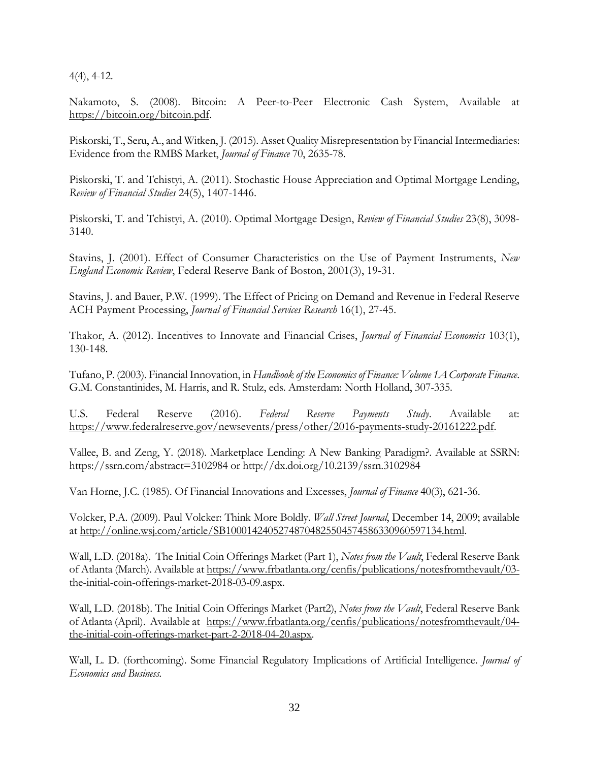4(4), 4-12.

Nakamoto, S. (2008). Bitcoin: A Peer-to-Peer Electronic Cash System, Available at https://bitcoin.org/bitcoin.pdf.

Piskorski, T., Seru, A., and Witken, J. (2015). Asset Quality Misrepresentation by Financial Intermediaries: Evidence from the RMBS Market, *Journal of Finance* 70, 2635-78.

Piskorski, T. and Tchistyi, A. (2011). Stochastic House Appreciation and Optimal Mortgage Lending, *Review of Financial Studies* 24(5), 1407-1446.

Piskorski, T. and Tchistyi, A. (2010). Optimal Mortgage Design, *Review of Financial Studies* 23(8), 3098-3140.

Stavins, J. (2001). Effect of Consumer Characteristics on the Use of Payment Instruments, *New England Economic Review*, Federal Reserve Bank of Boston, 2001(3), 19-31.

Stavins, J. and Bauer, P.W. (1999). The Effect of Pricing on Demand and Revenue in Federal Reserve ACH Payment Processing, *Journal of Financial Services Research* 16(1), 27-45.

Thakor, A. (2012). Incentives to Innovate and Financial Crises, *Journal of Financial Economics* 103(1), 130-148.

Tufano, P. (2003). Financial Innovation, in *Handbook of the Economics of Finance: Volume 1A Corporate Finance*. G.M. Constantinides, M. Harris, and R. Stulz, eds. Amsterdam: North Holland, 307-335.

U.S. Federal Reserve (2016). *Federal Reserve Payments Study*. Available at: https://www.federalreserve.gov/newsevents/press/other/2016-payments-study-20161222.pdf.

Vallee, B. and Zeng, Y. (2018). Marketplace Lending: A New Banking Paradigm?. Available at SSRN: https://ssrn.com/abstract=3102984 or http://dx.doi.org/10.2139/ssrn.3102984

Van Horne, J.C. (1985). Of Financial Innovations and Excesses, *Journal of Finance* 40(3), 621-36.

Volcker, P.A. (2009). Paul Volcker: Think More Boldly. *Wall Street Journal*, December 14, 2009; available at http://online.wsj.com/article/SB10001424052748704825504574586330960597134.html.

Wall, L.D. (2018a). The Initial Coin Offerings Market (Part 1), *Notes from the Vault*, Federal Reserve Bank of Atlanta (March). Available at https://www.frbatlanta.org/cenfis/publications/notesfromthevault/03-the-initial-coin-offerings-market-2018-03-09.aspx.

Wall, L.D. (2018b). The Initial Coin Offerings Market (Part2), *Notes from the Vault*, Federal Reserve Bank of Atlanta (April). Available at https://www.frbatlanta.org/cenfis/publications/notesfromthevault/04-the-initial-coin-offerings-market-part-2-2018-04-20.aspx.

Wall, L. D. (forthcoming). Some Financial Regulatory Implications of Artificial Intelligence. *Journal of Economics and Business.*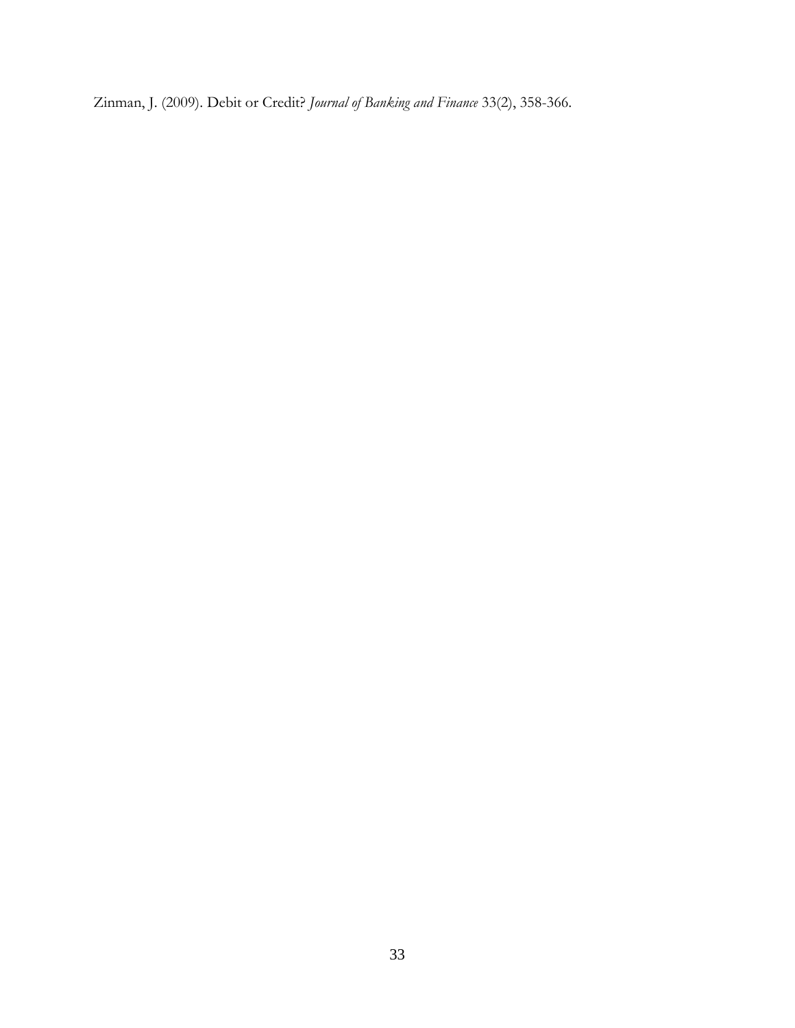Zinman, J. (2009). Debit or Credit? *Journal of Banking and Finance* 33(2), 358-366.